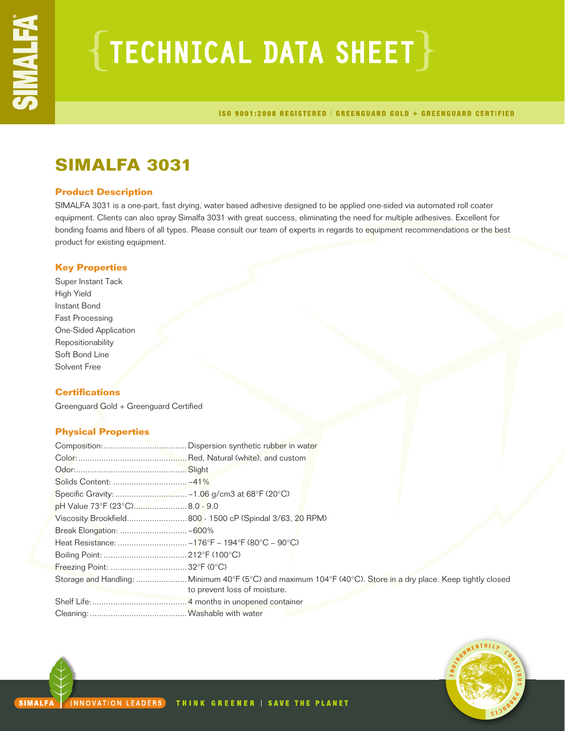# TECHNICAL DATA SHEET

ISO 9001:2008 REGISTERED | GREENGUARD GOLD + GREENGUARD CERTIFIED

## SIMALFA 3031

### Product Description

SIMALFA 3031 is a one-part, fast drying, water based adhesive designed to be applied one-sided via automated roll coater equipment. Clients can also spray Simalfa 3031 with great success, eliminating the need for multiple adhesives. Excellent for bonding foams and fibers of all types. Please consult our team of experts in regards to equipment recommendations or the best product for existing equipment.

### Key Properties

Super Instant Tack
High Yield
Instant Bond
Fast Processing
One-Sided Application
Repositionability
Soft Bond Line
Solvent Free

### Certifications

Greenguard Gold + Greenguard Certified

### Physical Properties

| Property | Value |
|---|---|
| Composition: | Dispersion synthetic rubber in water |
| Color: | Red, Natural (white), and custom |
| Odor: | Slight |
| Solids Content: | ~41% |
| Specific Gravity: | ~1.06 g/cm3 at 68°F (20°C) |
| pH Value 73°F (23°C) | 8.0 - 9.0 |
| Viscosity Brookfield | 800 - 1500 cP (Spindal 3/63, 20 RPM) |
| Break Elongation: | ~600% |
| Heat Resistance: | ~176°F – 194°F (80°C – 90°C) |
| Boiling Point: | 212°F (100°C) |
| Freezing Point: | 32°F (0°C) |
| Storage and Handling: | Minimum 40°F (5°C) and maximum 104°F (40°C). Store in a dry place. Keep tightly closed to prevent loss of moisture. |
| Shelf Life: | 4 months in unopened container |
| Cleaning: | Washable with water |

SIMALFA | INNOVATION LEADERS THINK GREENER | SAVE THE PLANET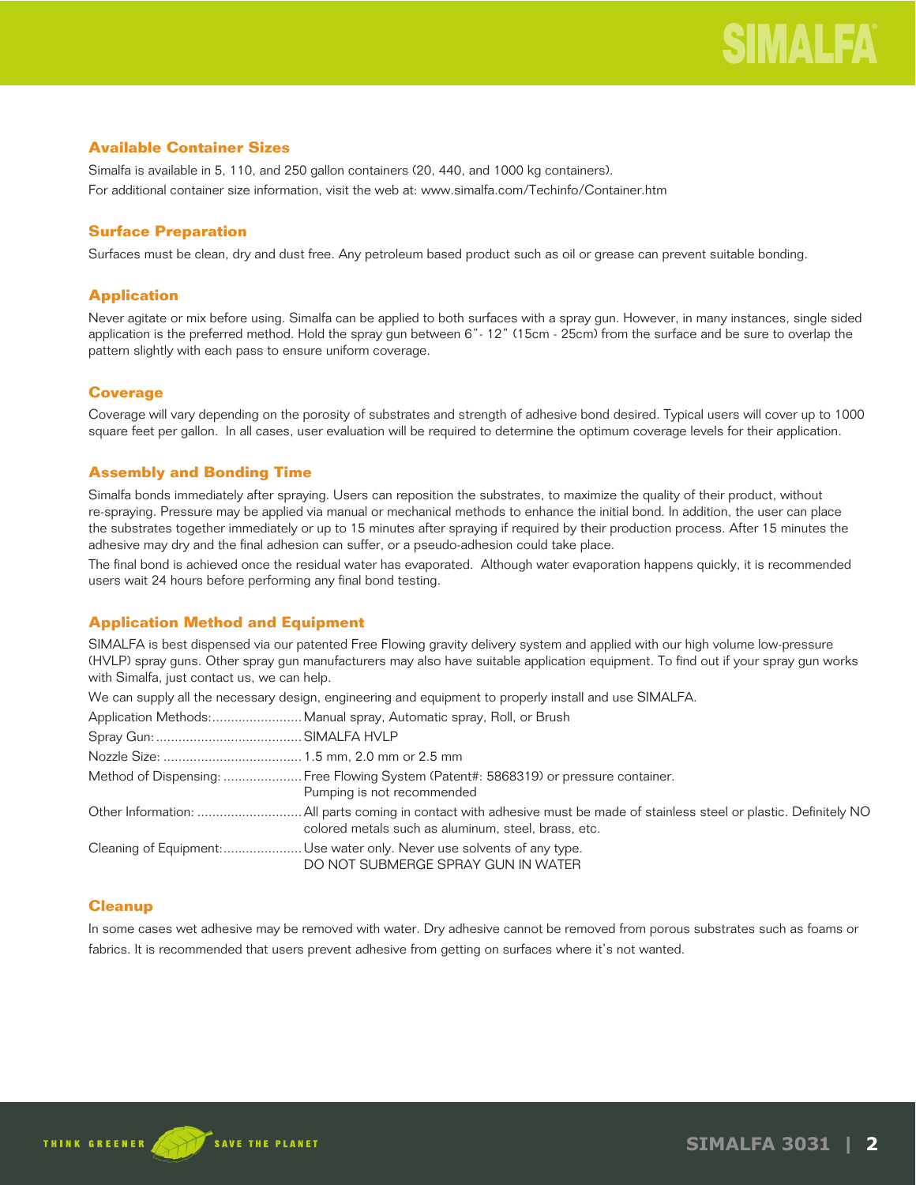## Available Container Sizes

Simalfa is available in 5, 110, and 250 gallon containers (20, 440, and 1000 kg containers).
For additional container size information, visit the web at: www.simalfa.com/Techinfo/Container.htm

## Surface Preparation

Surfaces must be clean, dry and dust free. Any petroleum based product such as oil or grease can prevent suitable bonding.

## Application

Never agitate or mix before using. Simalfa can be applied to both surfaces with a spray gun. However, in many instances, single sided application is the preferred method. Hold the spray gun between 6"- 12" (15cm - 25cm) from the surface and be sure to overlap the pattern slightly with each pass to ensure uniform coverage.

## Coverage

Coverage will vary depending on the porosity of substrates and strength of adhesive bond desired. Typical users will cover up to 1000 square feet per gallon. In all cases, user evaluation will be required to determine the optimum coverage levels for their application.

## Assembly and Bonding Time

Simalfa bonds immediately after spraying. Users can reposition the substrates, to maximize the quality of their product, without re-spraying. Pressure may be applied via manual or mechanical methods to enhance the initial bond. In addition, the user can place the substrates together immediately or up to 15 minutes after spraying if required by their production process. After 15 minutes the adhesive may dry and the final adhesion can suffer, or a pseudo-adhesion could take place.

The final bond is achieved once the residual water has evaporated. Although water evaporation happens quickly, it is recommended users wait 24 hours before performing any final bond testing.

## Application Method and Equipment

SIMALFA is best dispensed via our patented Free Flowing gravity delivery system and applied with our high volume low-pressure (HVLP) spray guns. Other spray gun manufacturers may also have suitable application equipment. To find out if your spray gun works with Simalfa, just contact us, we can help.

We can supply all the necessary design, engineering and equipment to properly install and use SIMALFA.

Application Methods:........................ Manual spray, Automatic spray, Roll, or Brush

Spray Gun:....................................... SIMALFA HVLP

Nozzle Size: ..................................... 1.5 mm, 2.0 mm or 2.5 mm

Method of Dispensing: ..................... Free Flowing System (Patent#: 5868319) or pressure container. Pumping is not recommended

Other Information: ............................ All parts coming in contact with adhesive must be made of stainless steel or plastic. Definitely NO colored metals such as aluminum, steel, brass, etc.

Cleaning of Equipment:..................... Use water only. Never use solvents of any type. DO NOT SUBMERGE SPRAY GUN IN WATER

## Cleanup

In some cases wet adhesive may be removed with water. Dry adhesive cannot be removed from porous substrates such as foams or fabrics. It is recommended that users prevent adhesive from getting on surfaces where it's not wanted.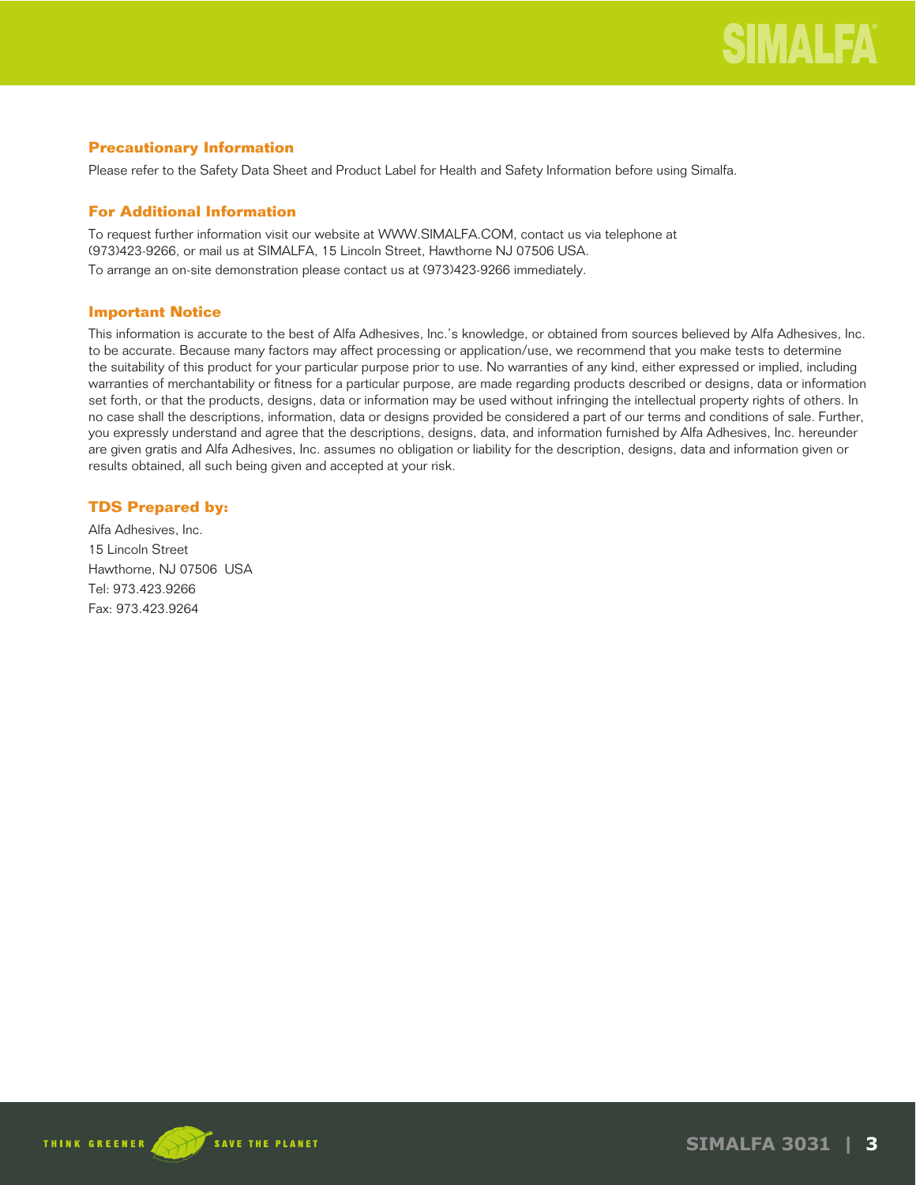## Precautionary Information

Please refer to the Safety Data Sheet and Product Label for Health and Safety Information before using Simalfa.

## For Additional Information

To request further information visit our website at WWW.SIMALFA.COM, contact us via telephone at (973)423-9266, or mail us at SIMALFA, 15 Lincoln Street, Hawthorne NJ 07506 USA.
To arrange an on-site demonstration please contact us at (973)423-9266 immediately.

## Important Notice

This information is accurate to the best of Alfa Adhesives, Inc.'s knowledge, or obtained from sources believed by Alfa Adhesives, Inc. to be accurate. Because many factors may affect processing or application/use, we recommend that you make tests to determine the suitability of this product for your particular purpose prior to use. No warranties of any kind, either expressed or implied, including warranties of merchantability or fitness for a particular purpose, are made regarding products described or designs, data or information set forth, or that the products, designs, data or information may be used without infringing the intellectual property rights of others. In no case shall the descriptions, information, data or designs provided be considered a part of our terms and conditions of sale. Further, you expressly understand and agree that the descriptions, designs, data, and information furnished by Alfa Adhesives, Inc. hereunder are given gratis and Alfa Adhesives, Inc. assumes no obligation or liability for the description, designs, data and information given or results obtained, all such being given and accepted at your risk.

## TDS Prepared by:

Alfa Adhesives, Inc.
15 Lincoln Street
Hawthorne, NJ 07506 USA
Tel: 973.423.9266
Fax: 973.423.9264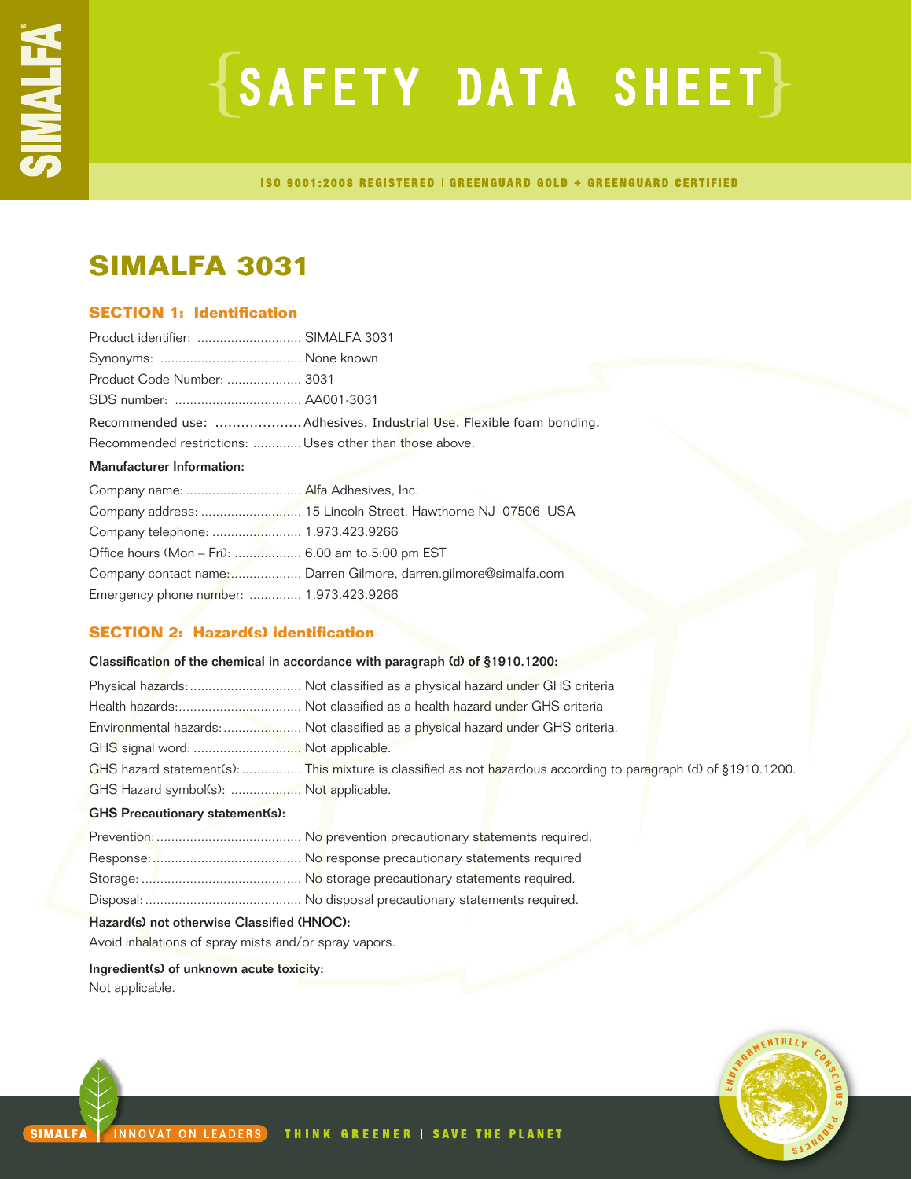# SAFETY DATA SHEET

ISO 9001:2008 REGISTERED | GREENGUARD GOLD + GREENGUARD CERTIFIED

# SIMALFA 3031

## SECTION 1: Identification

Product identifier: ............................ SIMALFA 3031
Synonyms: ...................................... None known
Product Code Number: .................... 3031
SDS number: .................................. AA001-3031
Recommended use: .................... Adhesives. Industrial Use. Flexible foam bonding.
Recommended restrictions: ............. Uses other than those above.

**Manufacturer Information:**

Company name: ............................... Alfa Adhesives, Inc.
Company address: ........................... 15 Lincoln Street, Hawthorne NJ 07506 USA
Company telephone: ........................ 1.973.423.9266
Office hours (Mon – Fri): .................. 6.00 am to 5:00 pm EST
Company contact name:.................... Darren Gilmore, darren.gilmore@simalfa.com
Emergency phone number: .............. 1.973.423.9266

## SECTION 2: Hazard(s) identification

**Classification of the chemical in accordance with paragraph (d) of §1910.1200:**

Physical hazards:.............................. Not classified as a physical hazard under GHS criteria
Health hazards:................................. Not classified as a health hazard under GHS criteria
Environmental hazards:..................... Not classified as a physical hazard under GHS criteria.
GHS signal word: ............................. Not applicable.
GHS hazard statement(s): ................ This mixture is classified as not hazardous according to paragraph (d) of §1910.1200.
GHS Hazard symbol(s): .................. Not applicable.

**GHS Precautionary statement(s):**

Prevention: ...................................... No prevention precautionary statements required.
Response: ........................................ No response precautionary statements required
Storage: ........................................... No storage precautionary statements required.
Disposal: .......................................... No disposal precautionary statements required.

**Hazard(s) not otherwise Classified (HNOC):**

Avoid inhalations of spray mists and/or spray vapors.

**Ingredient(s) of unknown acute toxicity:**

Not applicable.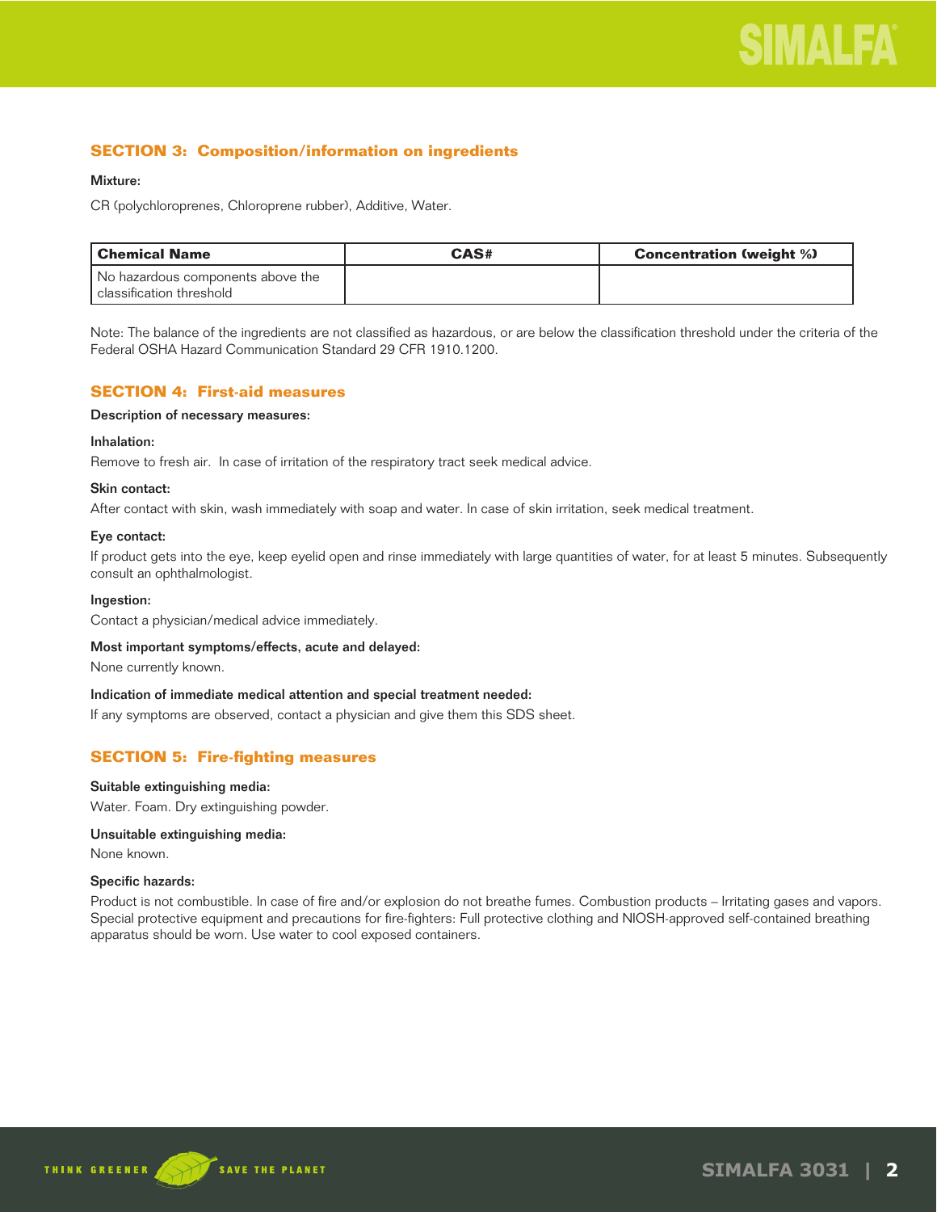## SECTION 3: Composition/information on ingredients

**Mixture:**

CR (polychloroprenes, Chloroprene rubber), Additive, Water.

| Chemical Name | CAS# | Concentration (weight %) |
|---|---|---|
| No hazardous components above the classification threshold | | |

Note: The balance of the ingredients are not classified as hazardous, or are below the classification threshold under the criteria of the Federal OSHA Hazard Communication Standard 29 CFR 1910.1200.

## SECTION 4: First-aid measures

**Description of necessary measures:**

**Inhalation:**

Remove to fresh air. In case of irritation of the respiratory tract seek medical advice.

**Skin contact:**

After contact with skin, wash immediately with soap and water. In case of skin irritation, seek medical treatment.

**Eye contact:**

If product gets into the eye, keep eyelid open and rinse immediately with large quantities of water, for at least 5 minutes. Subsequently consult an ophthalmologist.

**Ingestion:**

Contact a physician/medical advice immediately.

**Most important symptoms/effects, acute and delayed:**

None currently known.

**Indication of immediate medical attention and special treatment needed:**

If any symptoms are observed, contact a physician and give them this SDS sheet.

## SECTION 5: Fire-fighting measures

**Suitable extinguishing media:**

Water. Foam. Dry extinguishing powder.

**Unsuitable extinguishing media:**

None known.

**Specific hazards:**

Product is not combustible. In case of fire and/or explosion do not breathe fumes. Combustion products – Irritating gases and vapors. Special protective equipment and precautions for fire-fighters: Full protective clothing and NIOSH-approved self-contained breathing apparatus should be worn. Use water to cool exposed containers.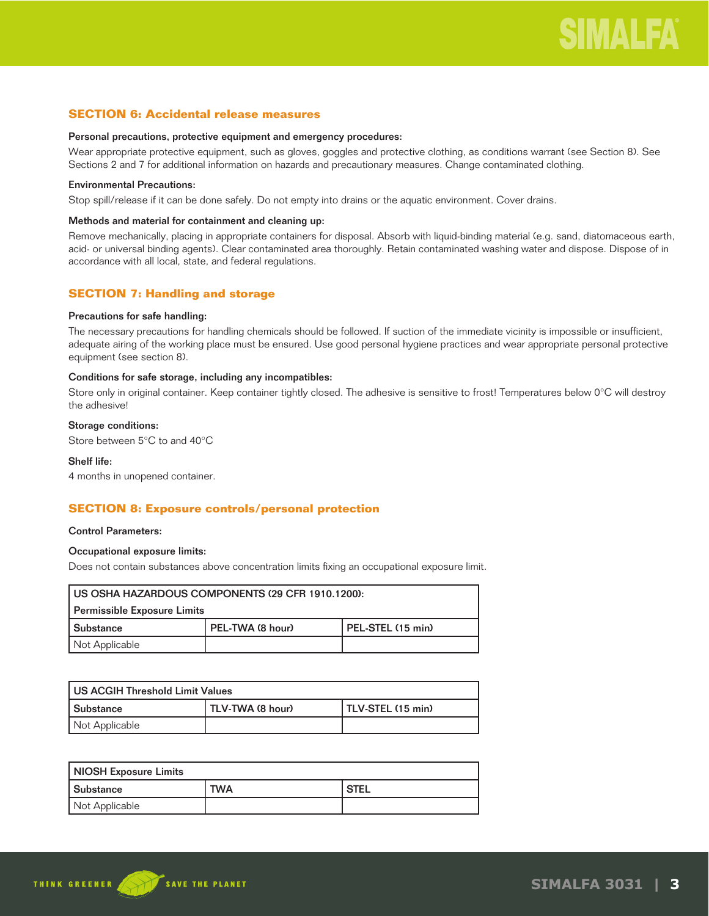## SECTION 6: Accidental release measures

**Personal precautions, protective equipment and emergency procedures:**

Wear appropriate protective equipment, such as gloves, goggles and protective clothing, as conditions warrant (see Section 8). See Sections 2 and 7 for additional information on hazards and precautionary measures. Change contaminated clothing.

**Environmental Precautions:**

Stop spill/release if it can be done safely. Do not empty into drains or the aquatic environment. Cover drains.

**Methods and material for containment and cleaning up:**

Remove mechanically, placing in appropriate containers for disposal. Absorb with liquid-binding material (e.g. sand, diatomaceous earth, acid- or universal binding agents). Clear contaminated area thoroughly. Retain contaminated washing water and dispose. Dispose of in accordance with all local, state, and federal regulations.

## SECTION 7: Handling and storage

**Precautions for safe handling:**

The necessary precautions for handling chemicals should be followed. If suction of the immediate vicinity is impossible or insufficient, adequate airing of the working place must be ensured. Use good personal hygiene practices and wear appropriate personal protective equipment (see section 8).

**Conditions for safe storage, including any incompatibles:**

Store only in original container. Keep container tightly closed. The adhesive is sensitive to frost! Temperatures below 0°C will destroy the adhesive!

**Storage conditions:**

Store between 5°C to and 40°C

**Shelf life:**

4 months in unopened container.

## SECTION 8: Exposure controls/personal protection

**Control Parameters:**

**Occupational exposure limits:**

Does not contain substances above concentration limits fixing an occupational exposure limit.

| US OSHA HAZARDOUS COMPONENTS (29 CFR 1910.1200): Permissible Exposure Limits | | |
|---|---|---|
| Substance | PEL-TWA (8 hour) | PEL-STEL (15 min) |
| Not Applicable | | |

| US ACGIH Threshold Limit Values | | |
|---|---|---|
| Substance | TLV-TWA (8 hour) | TLV-STEL (15 min) |
| Not Applicable | | |

| NIOSH Exposure Limits | | |
|---|---|---|
| Substance | TWA | STEL |
| Not Applicable | | |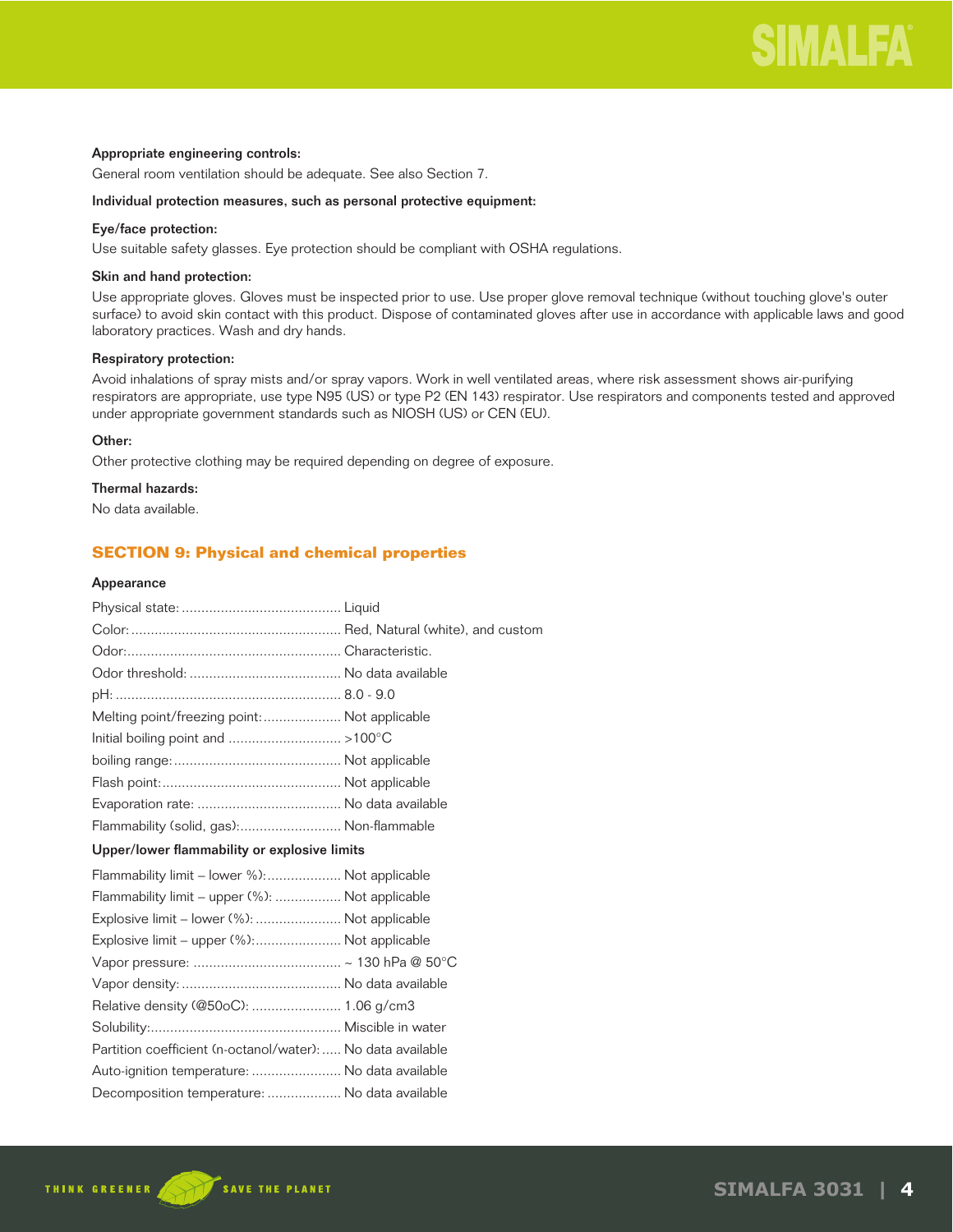**Appropriate engineering controls:**

General room ventilation should be adequate. See also Section 7.

**Individual protection measures, such as personal protective equipment:**

**Eye/face protection:**

Use suitable safety glasses. Eye protection should be compliant with OSHA regulations.

**Skin and hand protection:**

Use appropriate gloves. Gloves must be inspected prior to use. Use proper glove removal technique (without touching glove's outer surface) to avoid skin contact with this product. Dispose of contaminated gloves after use in accordance with applicable laws and good laboratory practices. Wash and dry hands.

**Respiratory protection:**

Avoid inhalations of spray mists and/or spray vapors. Work in well ventilated areas, where risk assessment shows air-purifying respirators are appropriate, use type N95 (US) or type P2 (EN 143) respirator. Use respirators and components tested and approved under appropriate government standards such as NIOSH (US) or CEN (EU).

**Other:**

Other protective clothing may be required depending on degree of exposure.

**Thermal hazards:**

No data available.

## SECTION 9: Physical and chemical properties

**Appearance**

Physical state: ........................................ Liquid

Color: ...................................................... Red, Natural (white), and custom

Odor:....................................................... Characteristic.

Odor threshold: ...................................... No data available

pH: .......................................................... 8.0 - 9.0

Melting point/freezing point:.................... Not applicable

Initial boiling point and ............................ >100°C

boiling range:........................................... Not applicable

Flash point:.............................................. Not applicable

Evaporation rate: .................................... No data available

Flammability (solid, gas):.......................... Non-flammable

**Upper/lower flammability or explosive limits**

Flammability limit – lower %):................... Not applicable

Flammability limit – upper (%): ................ Not applicable

Explosive limit – lower (%): ...................... Not applicable

Explosive limit – upper (%):...................... Not applicable

Vapor pressure: ..................................... ~ 130 hPa @ 50°C

Vapor density: ........................................ No data available

Relative density (@50oC): ....................... 1.06 g/cm3

Solubility:................................................. Miscible in water

Partition coefficient (n-octanol/water): ..... No data available

Auto-ignition temperature: ....................... No data available

Decomposition temperature: ................... No data available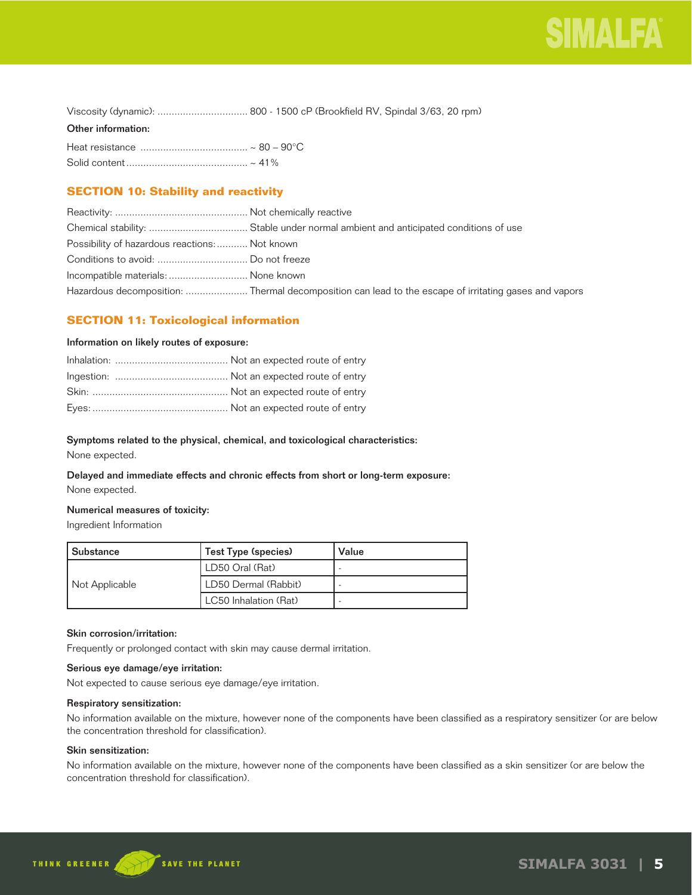Viscosity (dynamic): ................................ 800 - 1500 cP (Brookfield RV, Spindal 3/63, 20 rpm)

**Other information:**

Heat resistance ...................................... ~ 80 – 90°C

Solid content ........................................... ~ 41%

## SECTION 10: Stability and reactivity

Reactivity: ............................................... Not chemically reactive

Chemical stability: ................................... Stable under normal ambient and anticipated conditions of use

Possibility of hazardous reactions: ........... Not known

Conditions to avoid: ................................ Do not freeze

Incompatible materials: ............................ None known

Hazardous decomposition: ...................... Thermal decomposition can lead to the escape of irritating gases and vapors

## SECTION 11: Toxicological information

**Information on likely routes of exposure:**

Inhalation: ........................................ Not an expected route of entry

Ingestion: ........................................ Not an expected route of entry

Skin: ................................................ Not an expected route of entry

Eyes: ................................................ Not an expected route of entry

**Symptoms related to the physical, chemical, and toxicological characteristics:**

None expected.

**Delayed and immediate effects and chronic effects from short or long-term exposure:**

None expected.

**Numerical measures of toxicity:**

Ingredient Information

| Substance | Test Type (species) | Value |
|---|---|---|
| Not Applicable | LD50 Oral (Rat) | - |
| | LD50 Dermal (Rabbit) | - |
| | LC50 Inhalation (Rat) | - |

**Skin corrosion/irritation:**

Frequently or prolonged contact with skin may cause dermal irritation.

**Serious eye damage/eye irritation:**

Not expected to cause serious eye damage/eye irritation.

**Respiratory sensitization:**

No information available on the mixture, however none of the components have been classified as a respiratory sensitizer (or are below the concentration threshold for classification).

**Skin sensitization:**

No information available on the mixture, however none of the components have been classified as a skin sensitizer (or are below the concentration threshold for classification).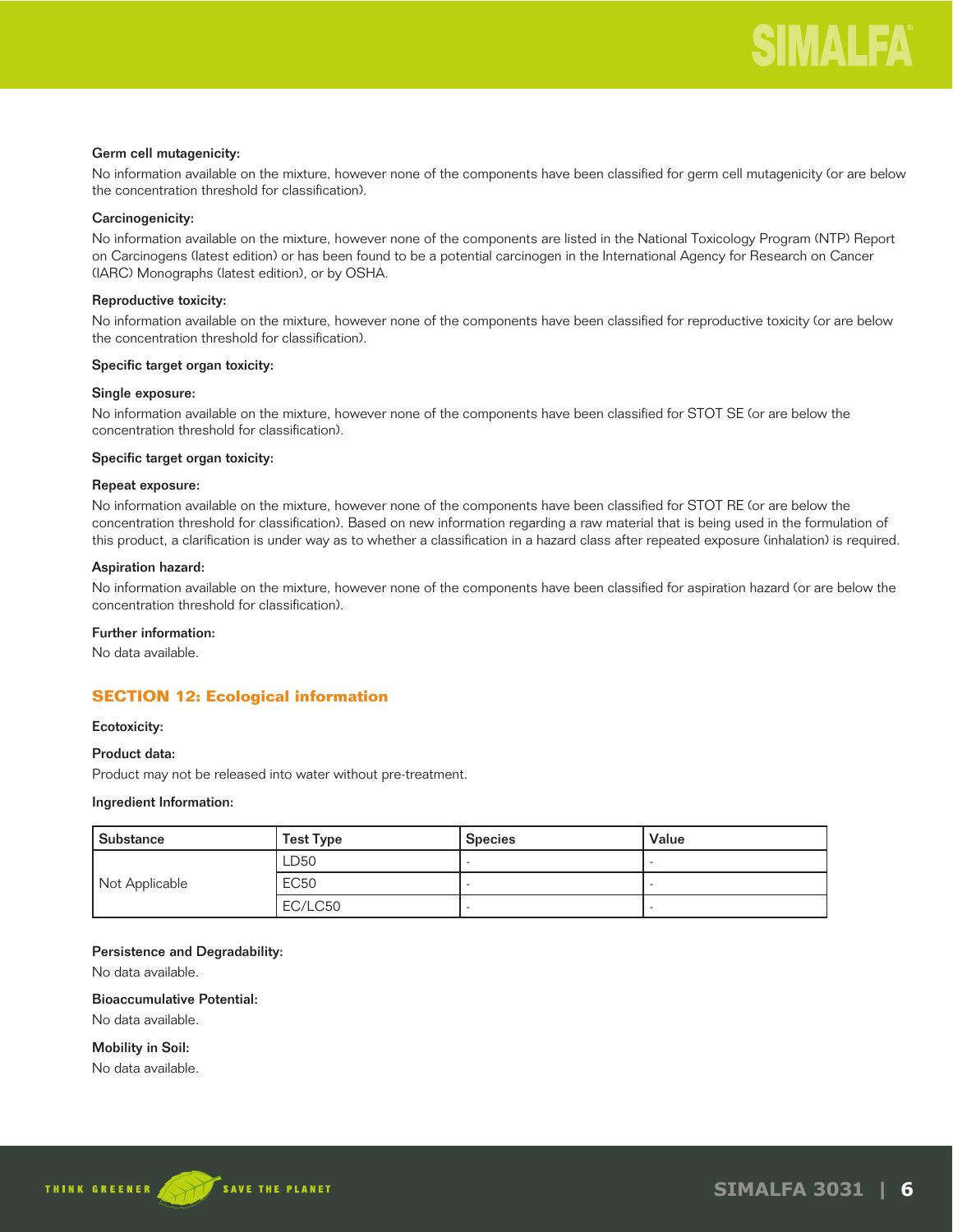**Germ cell mutagenicity:**

No information available on the mixture, however none of the components have been classified for germ cell mutagenicity (or are below the concentration threshold for classification).

**Carcinogenicity:**

No information available on the mixture, however none of the components are listed in the National Toxicology Program (NTP) Report on Carcinogens (latest edition) or has been found to be a potential carcinogen in the International Agency for Research on Cancer (IARC) Monographs (latest edition), or by OSHA.

**Reproductive toxicity:**

No information available on the mixture, however none of the components have been classified for reproductive toxicity (or are below the concentration threshold for classification).

**Specific target organ toxicity:**

**Single exposure:**

No information available on the mixture, however none of the components have been classified for STOT SE (or are below the concentration threshold for classification).

**Specific target organ toxicity:**

**Repeat exposure:**

No information available on the mixture, however none of the components have been classified for STOT RE (or are below the concentration threshold for classification). Based on new information regarding a raw material that is being used in the formulation of this product, a clarification is under way as to whether a classification in a hazard class after repeated exposure (inhalation) is required.

**Aspiration hazard:**

No information available on the mixture, however none of the components have been classified for aspiration hazard (or are below the concentration threshold for classification).

**Further information:**

No data available.

## SECTION 12: Ecological information

**Ecotoxicity:**

**Product data:**

Product may not be released into water without pre-treatment.

**Ingredient Information:**

| Substance | Test Type | Species | Value |
|---|---|---|---|
| Not Applicable | LD50 | - | - |
| | EC50 | - | - |
| | EC/LC50 | - | - |

**Persistence and Degradability:**

No data available.

**Bioaccumulative Potential:**

No data available.

**Mobility in Soil:**

No data available.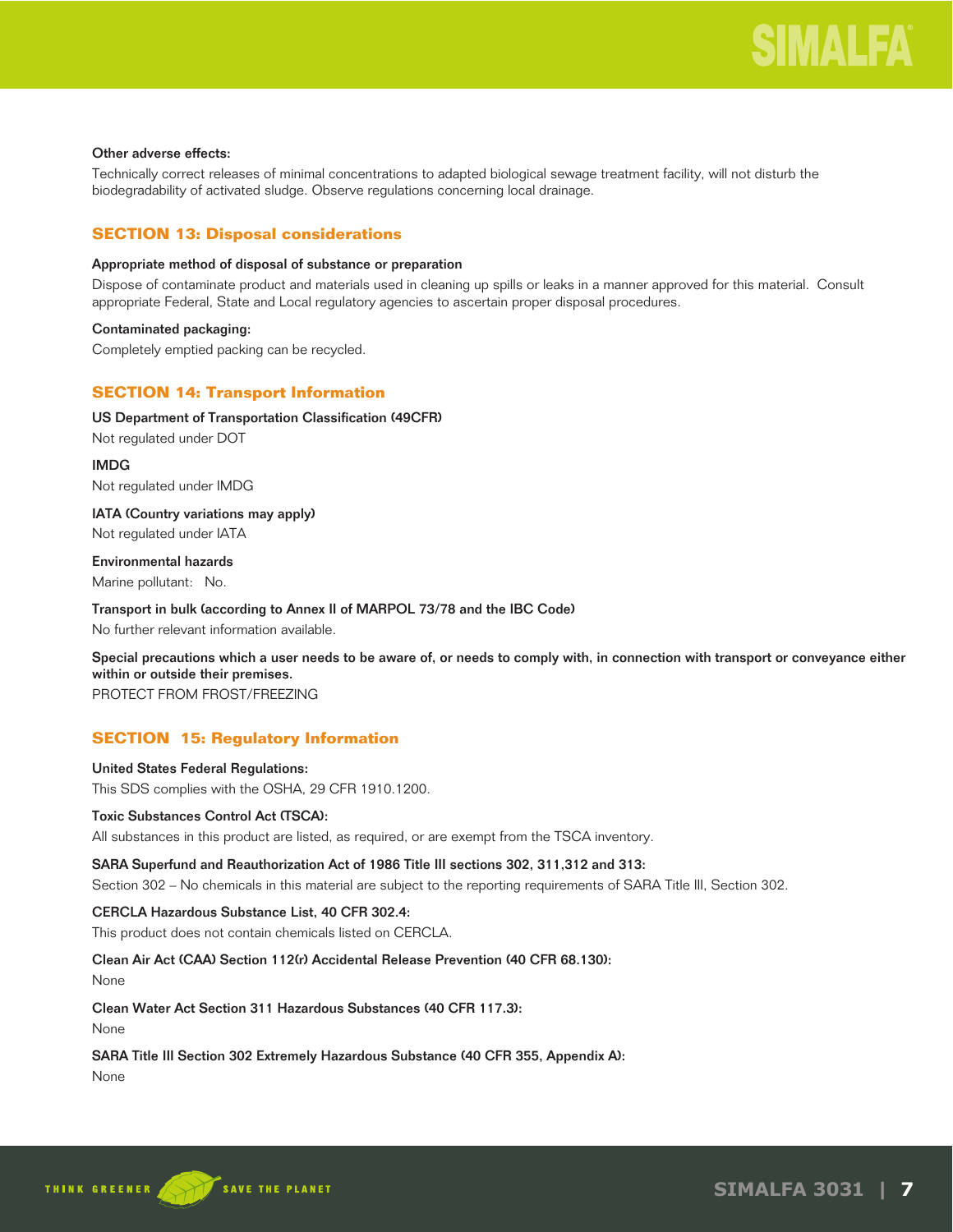**Other adverse effects:**

Technically correct releases of minimal concentrations to adapted biological sewage treatment facility, will not disturb the biodegradability of activated sludge. Observe regulations concerning local drainage.

## SECTION 13: Disposal considerations

**Appropriate method of disposal of substance or preparation**

Dispose of contaminate product and materials used in cleaning up spills or leaks in a manner approved for this material. Consult appropriate Federal, State and Local regulatory agencies to ascertain proper disposal procedures.

**Contaminated packaging:**

Completely emptied packing can be recycled.

## SECTION 14: Transport Information

**US Department of Transportation Classification (49CFR)**

Not regulated under DOT

**IMDG**

Not regulated under IMDG

**IATA (Country variations may apply)**

Not regulated under IATA

**Environmental hazards**

Marine pollutant: No.

**Transport in bulk (according to Annex II of MARPOL 73/78 and the IBC Code)**

No further relevant information available.

**Special precautions which a user needs to be aware of, or needs to comply with, in connection with transport or conveyance either within or outside their premises.**

PROTECT FROM FROST/FREEZING

## SECTION 15: Regulatory Information

**United States Federal Regulations:**

This SDS complies with the OSHA, 29 CFR 1910.1200.

**Toxic Substances Control Act (TSCA):**

All substances in this product are listed, as required, or are exempt from the TSCA inventory.

**SARA Superfund and Reauthorization Act of 1986 Title III sections 302, 311,312 and 313:**

Section 302 – No chemicals in this material are subject to the reporting requirements of SARA Title III, Section 302.

**CERCLA Hazardous Substance List, 40 CFR 302.4:**

This product does not contain chemicals listed on CERCLA.

**Clean Air Act (CAA) Section 112(r) Accidental Release Prevention (40 CFR 68.130):**

None

**Clean Water Act Section 311 Hazardous Substances (40 CFR 117.3):**

None

**SARA Title III Section 302 Extremely Hazardous Substance (40 CFR 355, Appendix A):**

None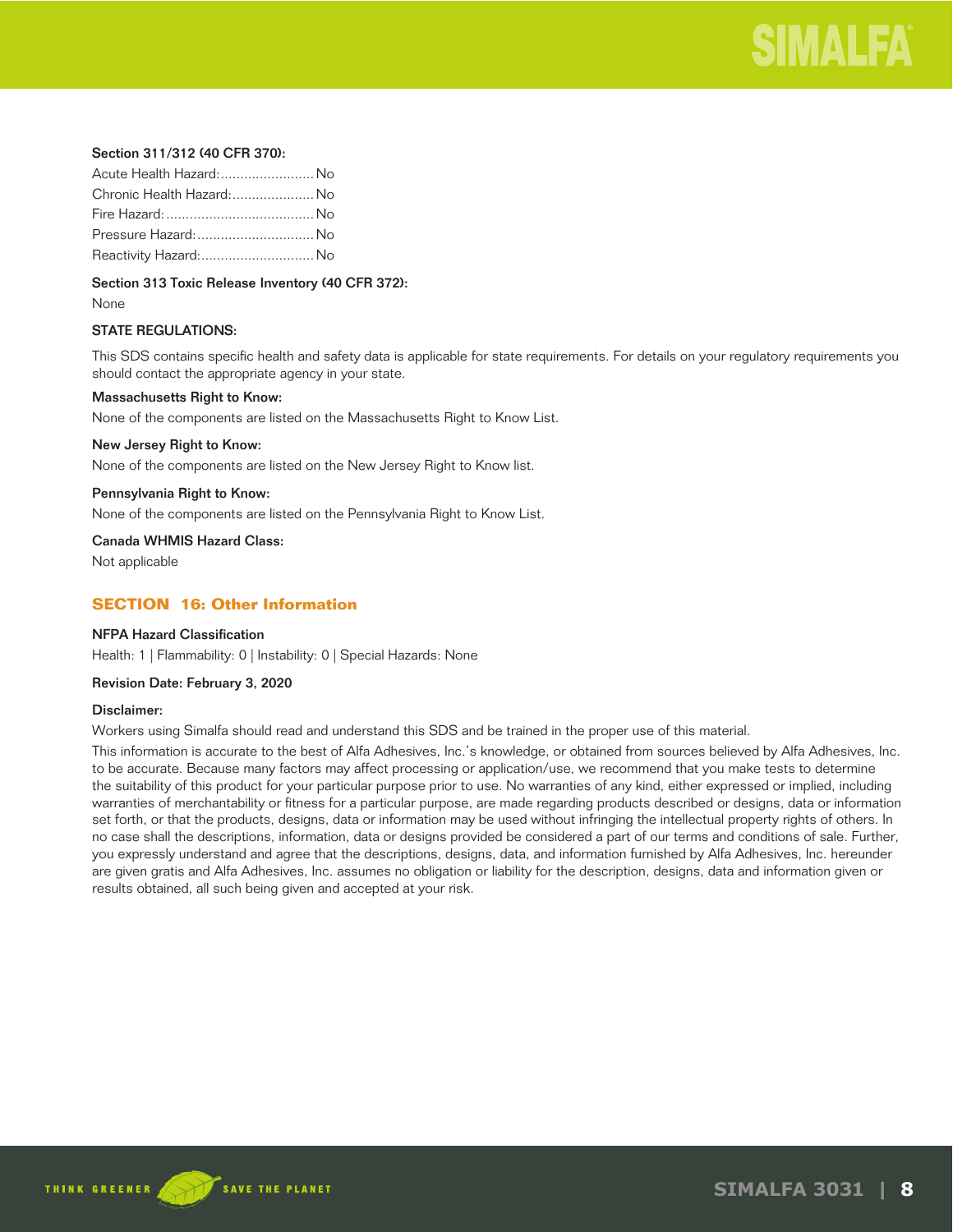**Section 311/312 (40 CFR 370):**

Acute Health Hazard:........................ No
Chronic Health Hazard:..................... No
Fire Hazard:...................................... No
Pressure Hazard:.............................. No
Reactivity Hazard:............................. No

**Section 313 Toxic Release Inventory (40 CFR 372):**

None

**STATE REGULATIONS:**

This SDS contains specific health and safety data is applicable for state requirements. For details on your regulatory requirements you should contact the appropriate agency in your state.

**Massachusetts Right to Know:**

None of the components are listed on the Massachusetts Right to Know List.

**New Jersey Right to Know:**

None of the components are listed on the New Jersey Right to Know list.

**Pennsylvania Right to Know:**

None of the components are listed on the Pennsylvania Right to Know List.

**Canada WHMIS Hazard Class:**

Not applicable

## SECTION 16: Other Information

**NFPA Hazard Classification**

Health: 1 | Flammability: 0 | Instability: 0 | Special Hazards: None

**Revision Date: February 3, 2020**

**Disclaimer:**

Workers using Simalfa should read and understand this SDS and be trained in the proper use of this material.

This information is accurate to the best of Alfa Adhesives, Inc.'s knowledge, or obtained from sources believed by Alfa Adhesives, Inc. to be accurate. Because many factors may affect processing or application/use, we recommend that you make tests to determine the suitability of this product for your particular purpose prior to use. No warranties of any kind, either expressed or implied, including warranties of merchantability or fitness for a particular purpose, are made regarding products described or designs, data or information set forth, or that the products, designs, data or information may be used without infringing the intellectual property rights of others. In no case shall the descriptions, information, data or designs provided be considered a part of our terms and conditions of sale. Further, you expressly understand and agree that the descriptions, designs, data, and information furnished by Alfa Adhesives, Inc. hereunder are given gratis and Alfa Adhesives, Inc. assumes no obligation or liability for the description, designs, data and information given or results obtained, all such being given and accepted at your risk.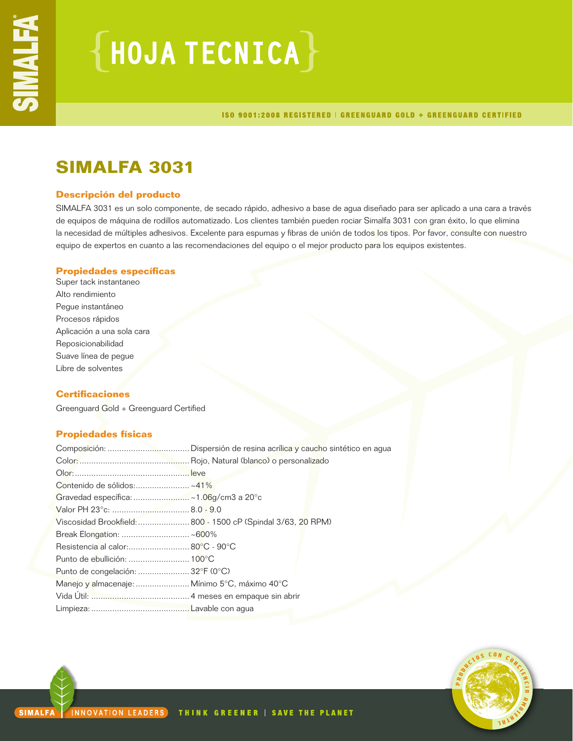# HOJA TECNICA

ISO 9001:2008 REGISTERED | GREENGUARD GOLD + GREENGUARD CERTIFIED

## SIMALFA 3031

### Descripción del producto

SIMALFA 3031 es un solo componente, de secado rápido, adhesivo a base de agua diseñado para ser aplicado a una cara a través de equipos de máquina de rodillos automatizado. Los clientes también pueden rociar Simalfa 3031 con gran éxito, lo que elimina la necesidad de múltiples adhesivos. Excelente para espumas y fibras de unión de todos los tipos. Por favor, consulte con nuestro equipo de expertos en cuanto a las recomendaciones del equipo o el mejor producto para los equipos existentes.

### Propiedades específicas

Super tack instantaneo
Alto rendimiento
Pegue instantáneo
Procesos rápidos
Aplicación a una sola cara
Reposicionabilidad
Suave línea de pegue
Libre de solventes

### Certificaciones

Greenguard Gold + Greenguard Certified

### Propiedades físicas

Composición: .................................. Dispersión de resina acrílica y caucho sintético en agua
Color: .............................................. Rojo, Natural (blanco) o personalizado
Olor: ................................................ leve
Contenido de sólidos: ...................... ~41%
Gravedad específica: ....................... ~1.06g/cm3 a 20°c
Valor PH 23°c: ................................ 8.0 - 9.0
Viscosidad Brookfield: ..................... 800 - 1500 cP (Spindal 3/63, 20 RPM)
Break Elongation: ............................ ~600%
Resistencia al calor: ......................... 80°C - 90°C
Punto de ebullición: ......................... 100°C
Punto de congelación: ...................... 32°F (0°C)
Manejo y almacenaje: ...................... Mínimo 5°C, máximo 40°C
Vida Útil: .......................................... 4 meses en empaque sin abrir
Limpieza: .......................................... Lavable con agua

SIMALFA | INNOVATION LEADERS THINK GREENER | SAVE THE PLANET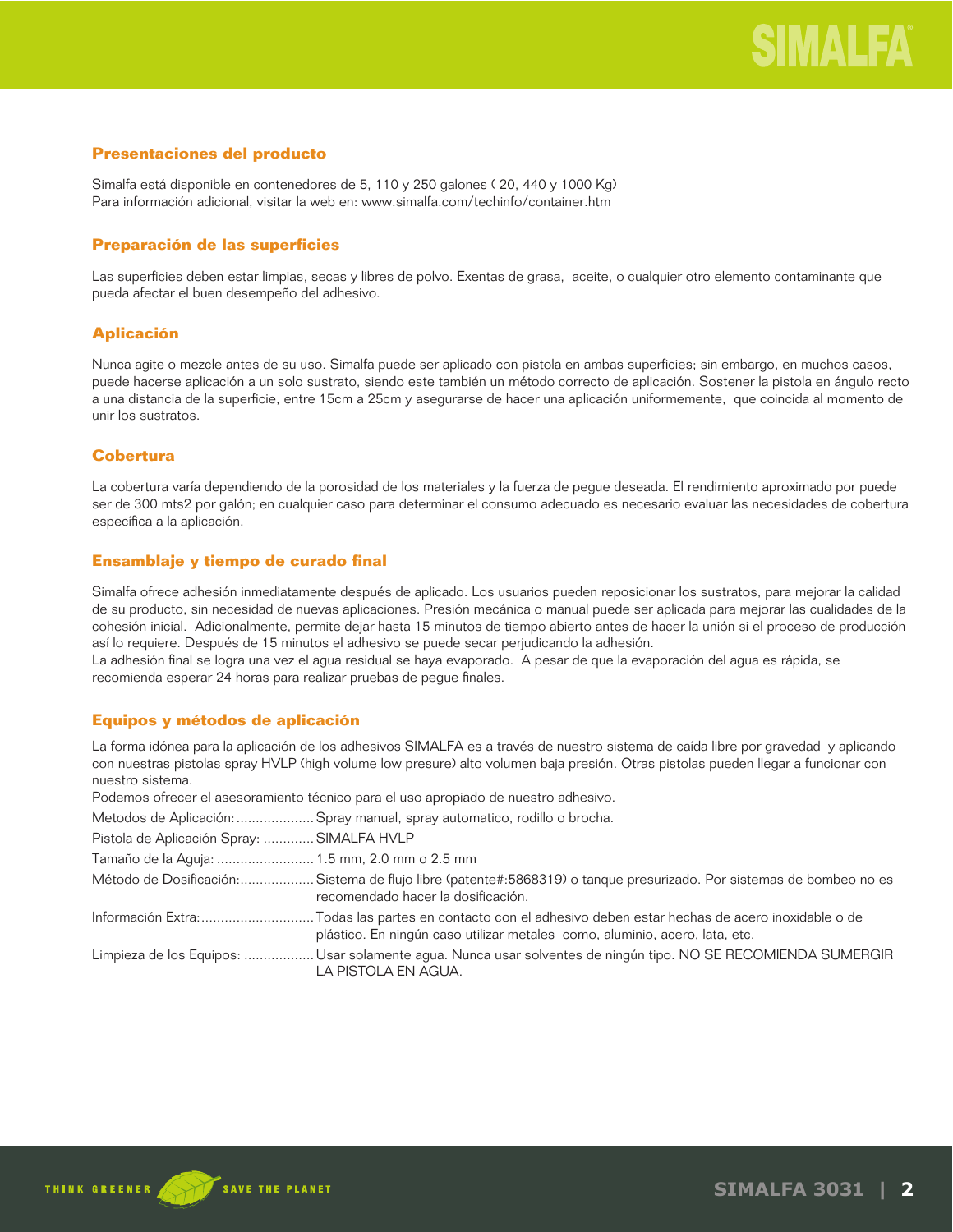## Presentaciones del producto

Simalfa está disponible en contenedores de 5, 110 y 250 galones ( 20, 440 y 1000 Kg)
Para información adicional, visitar la web en: www.simalfa.com/techinfo/container.htm

## Preparación de las superficies

Las superficies deben estar limpias, secas y libres de polvo. Exentas de grasa, aceite, o cualquier otro elemento contaminante que pueda afectar el buen desempeño del adhesivo.

## Aplicación

Nunca agite o mezcle antes de su uso. Simalfa puede ser aplicado con pistola en ambas superficies; sin embargo, en muchos casos, puede hacerse aplicación a un solo sustrato, siendo este también un método correcto de aplicación. Sostener la pistola en ángulo recto a una distancia de la superficie, entre 15cm a 25cm y asegurarse de hacer una aplicación uniformemente, que coincida al momento de unir los sustratos.

## Cobertura

La cobertura varía dependiendo de la porosidad de los materiales y la fuerza de pegue deseada. El rendimiento aproximado por puede ser de 300 mts2 por galón; en cualquier caso para determinar el consumo adecuado es necesario evaluar las necesidades de cobertura específica a la aplicación.

## Ensamblaje y tiempo de curado final

Simalfa ofrece adhesión inmediatamente después de aplicado. Los usuarios pueden reposicionar los sustratos, para mejorar la calidad de su producto, sin necesidad de nuevas aplicaciones. Presión mecánica o manual puede ser aplicada para mejorar las cualidades de la cohesión inicial. Adicionalmente, permite dejar hasta 15 minutos de tiempo abierto antes de hacer la unión si el proceso de producción así lo requiere. Después de 15 minutos el adhesivo se puede secar perjudicando la adhesión.
La adhesión final se logra una vez el agua residual se haya evaporado. A pesar de que la evaporación del agua es rápida, se recomienda esperar 24 horas para realizar pruebas de pegue finales.

## Equipos y métodos de aplicación

La forma idónea para la aplicación de los adhesivos SIMALFA es a través de nuestro sistema de caída libre por gravedad y aplicando con nuestras pistolas spray HVLP (high volume low presure) alto volumen baja presión. Otras pistolas pueden llegar a funcionar con nuestro sistema.
Podemos ofrecer el asesoramiento técnico para el uso apropiado de nuestro adhesivo.

Metodos de Aplicación: .................... Spray manual, spray automatico, rodillo o brocha.

Pistola de Aplicación Spray: ............. SIMALFA HVLP

Tamaño de la Aguja: ......................... 1.5 mm, 2.0 mm o 2.5 mm

Método de Dosificación:................... Sistema de flujo libre (patente#:5868319) o tanque presurizado. Por sistemas de bombeo no es recomendado hacer la dosificación.

Información Extra:............................. Todas las partes en contacto con el adhesivo deben estar hechas de acero inoxidable o de plástico. En ningún caso utilizar metales como, aluminio, acero, lata, etc.

Limpieza de los Equipos: .................. Usar solamente agua. Nunca usar solventes de ningún tipo. NO SE RECOMIENDA SUMERGIR LA PISTOLA EN AGUA.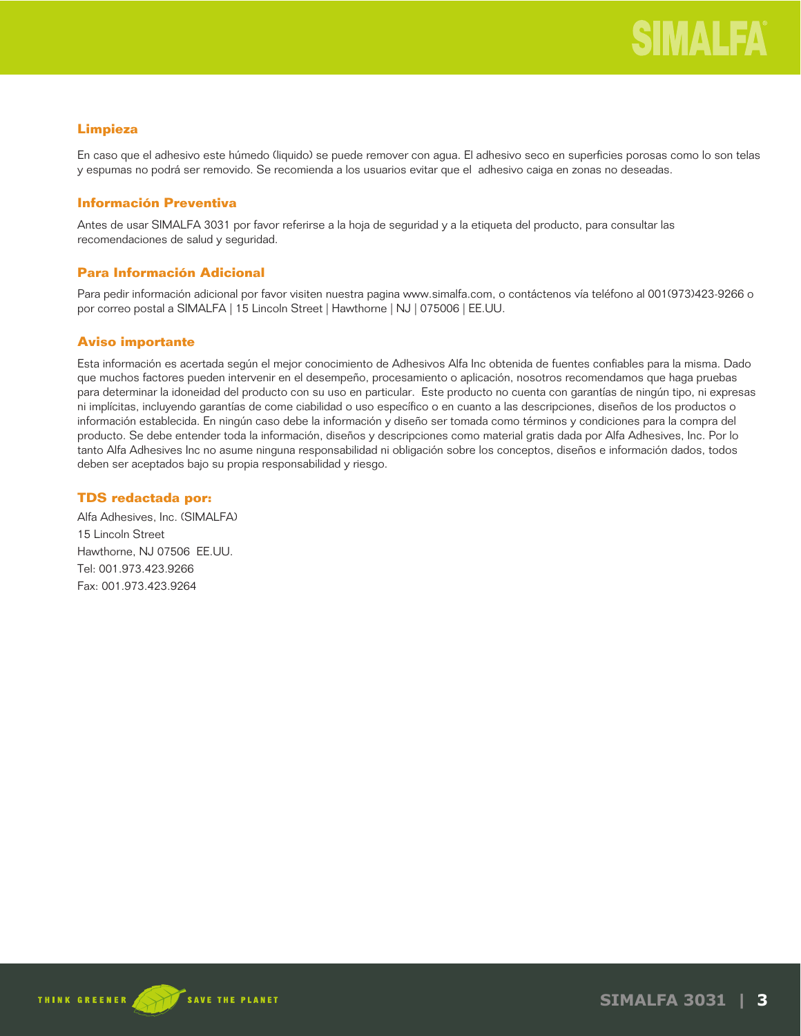## Limpieza

En caso que el adhesivo este húmedo (liquido) se puede remover con agua. El adhesivo seco en superficies porosas como lo son telas y espumas no podrá ser removido. Se recomienda a los usuarios evitar que el adhesivo caiga en zonas no deseadas.

## Información Preventiva

Antes de usar SIMALFA 3031 por favor referirse a la hoja de seguridad y a la etiqueta del producto, para consultar las recomendaciones de salud y seguridad.

## Para Información Adicional

Para pedir información adicional por favor visiten nuestra pagina www.simalfa.com, o contáctenos vía teléfono al 001(973)423-9266 o por correo postal a SIMALFA | 15 Lincoln Street | Hawthorne | NJ | 075006 | EE.UU.

## Aviso importante

Esta información es acertada según el mejor conocimiento de Adhesivos Alfa Inc obtenida de fuentes confiables para la misma. Dado que muchos factores pueden intervenir en el desempeño, procesamiento o aplicación, nosotros recomendamos que haga pruebas para determinar la idoneidad del producto con su uso en particular. Este producto no cuenta con garantías de ningún tipo, ni expresas ni implícitas, incluyendo garantías de come ciabilidad o uso específico o en cuanto a las descripciones, diseños de los productos o información establecida. En ningún caso debe la información y diseño ser tomada como términos y condiciones para la compra del producto. Se debe entender toda la información, diseños y descripciones como material gratis dada por Alfa Adhesives, Inc. Por lo tanto Alfa Adhesives Inc no asume ninguna responsabilidad ni obligación sobre los conceptos, diseños e información dados, todos deben ser aceptados bajo su propia responsabilidad y riesgo.

## TDS redactada por:

Alfa Adhesives, Inc. (SIMALFA)
15 Lincoln Street
Hawthorne, NJ 07506 EE.UU.
Tel: 001.973.423.9266
Fax: 001.973.423.9264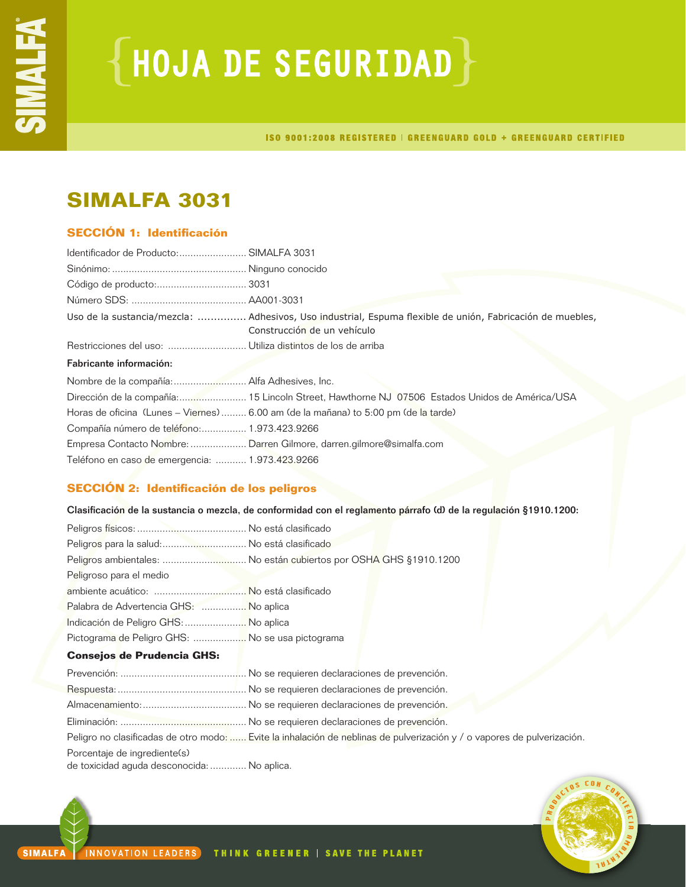# HOJA DE SEGURIDAD

ISO 9001:2008 REGISTERED | GREENGUARD GOLD + GREENGUARD CERTIFIED

## SIMALFA 3031

### SECCIÓN 1: Identificación

Identificador de Producto: SIMALFA 3031
Sinónimo: Ninguno conocido
Código de producto: 3031
Número SDS: AA001-3031
Uso de la sustancia/mezcla: Adhesivos, Uso industrial, Espuma flexible de unión, Fabricación de muebles, Construcción de un vehículo
Restricciones del uso: Utiliza distintos de los de arriba

**Fabricante información:**

Nombre de la compañía: Alfa Adhesives, Inc.
Dirección de la compañía: 15 Lincoln Street, Hawthorne NJ 07506 Estados Unidos de América/USA
Horas de oficina (Lunes – Viernes): 6.00 am (de la mañana) to 5:00 pm (de la tarde)
Compañía número de teléfono: 1.973.423.9266
Empresa Contacto Nombre: Darren Gilmore, darren.gilmore@simalfa.com
Teléfono en caso de emergencia: 1.973.423.9266

### SECCIÓN 2: Identificación de los peligros

**Clasificación de la sustancia o mezcla, de conformidad con el reglamento párrafo (d) de la regulación §1910.1200:**

Peligros físicos: No está clasificado
Peligros para la salud: No está clasificado
Peligros ambientales: No están cubiertos por OSHA GHS §1910.1200
Peligroso para el medio ambiente acuático: No está clasificado
Palabra de Advertencia GHS: No aplica
Indicación de Peligro GHS: No aplica
Pictograma de Peligro GHS: No se usa pictograma

**Consejos de Prudencia GHS:**

Prevención: No se requieren declaraciones de prevención.
Respuesta: No se requieren declaraciones de prevención.
Almacenamiento: No se requieren declaraciones de prevención.
Eliminación: No se requieren declaraciones de prevención.
Peligro no clasificadas de otro modo: Evite la inhalación de neblinas de pulverización y / o vapores de pulverización.
Porcentaje de ingrediente(s) de toxicidad aguda desconocida: No aplica.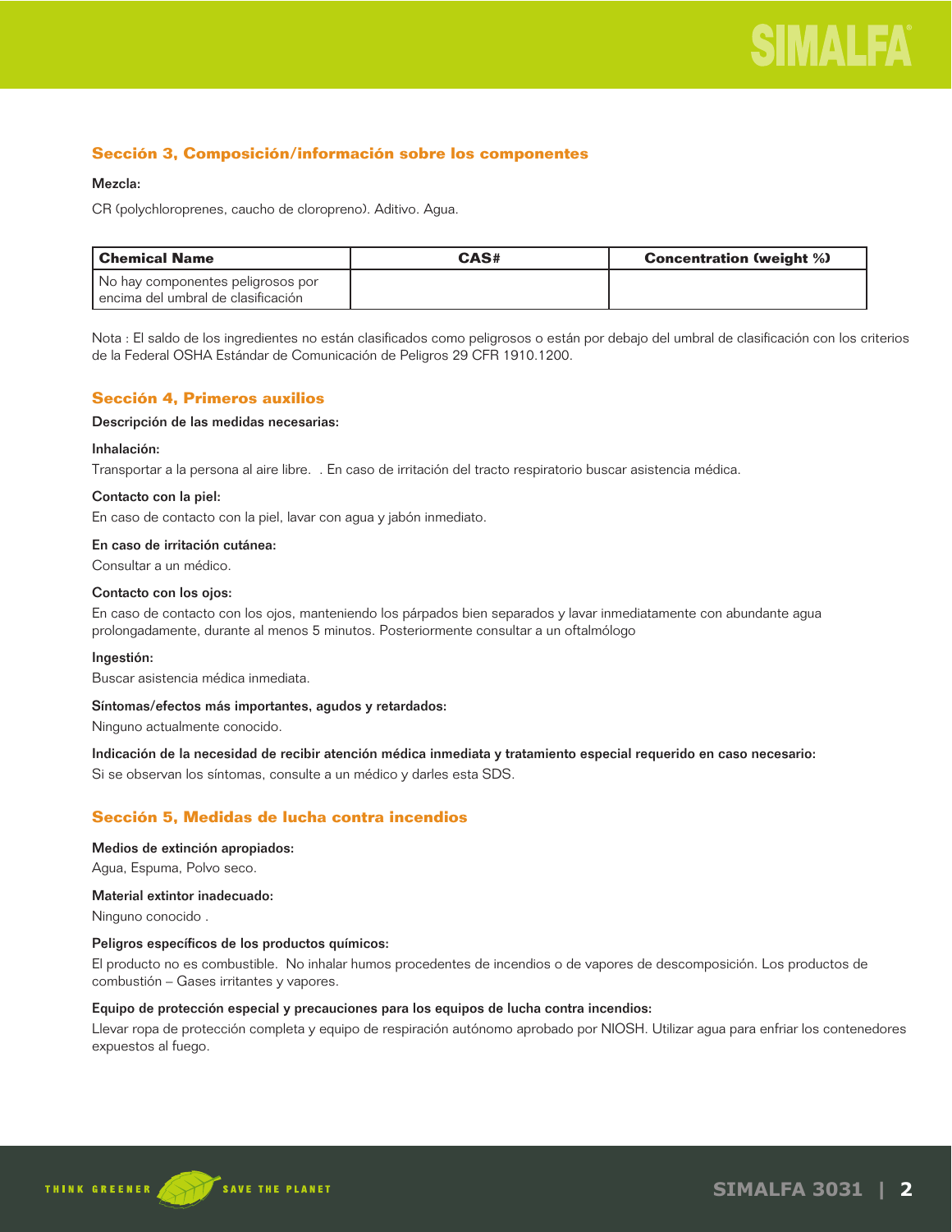## Sección 3, Composición/información sobre los componentes

**Mezcla:**

CR (polychloroprenes, caucho de cloropreno). Aditivo. Agua.

| Chemical Name | CAS# | Concentration (weight %) |
|---|---|---|
| No hay componentes peligrosos por encima del umbral de clasificación | | |

Nota : El saldo de los ingredientes no están clasificados como peligrosos o están por debajo del umbral de clasificación con los criterios de la Federal OSHA Estándar de Comunicación de Peligros 29 CFR 1910.1200.

## Sección 4, Primeros auxilios

**Descripción de las medidas necesarias:**

**Inhalación:**

Transportar a la persona al aire libre.  . En caso de irritación del tracto respiratorio buscar asistencia médica.

**Contacto con la piel:**

En caso de contacto con la piel, lavar con agua y jabón inmediato.

**En caso de irritación cutánea:**

Consultar a un médico.

**Contacto con los ojos:**

En caso de contacto con los ojos, manteniendo los párpados bien separados y lavar inmediatamente con abundante agua prolongadamente, durante al menos 5 minutos. Posteriormente consultar a un oftalmólogo

**Ingestión:**

Buscar asistencia médica inmediata.

**Síntomas/efectos más importantes, agudos y retardados:**

Ninguno actualmente conocido.

**Indicación de la necesidad de recibir atención médica inmediata y tratamiento especial requerido en caso necesario:**

Si se observan los síntomas, consulte a un médico y darles esta SDS.

## Sección 5, Medidas de lucha contra incendios

**Medios de extinción apropiados:**

Agua, Espuma, Polvo seco.

**Material extintor inadecuado:**

Ninguno conocido .

**Peligros específicos de los productos químicos:**

El producto no es combustible.  No inhalar humos procedentes de incendios o de vapores de descomposición. Los productos de combustión – Gases irritantes y vapores.

**Equipo de protección especial y precauciones para los equipos de lucha contra incendios:**

Llevar ropa de protección completa y equipo de respiración autónomo aprobado por NIOSH. Utilizar agua para enfriar los contenedores expuestos al fuego.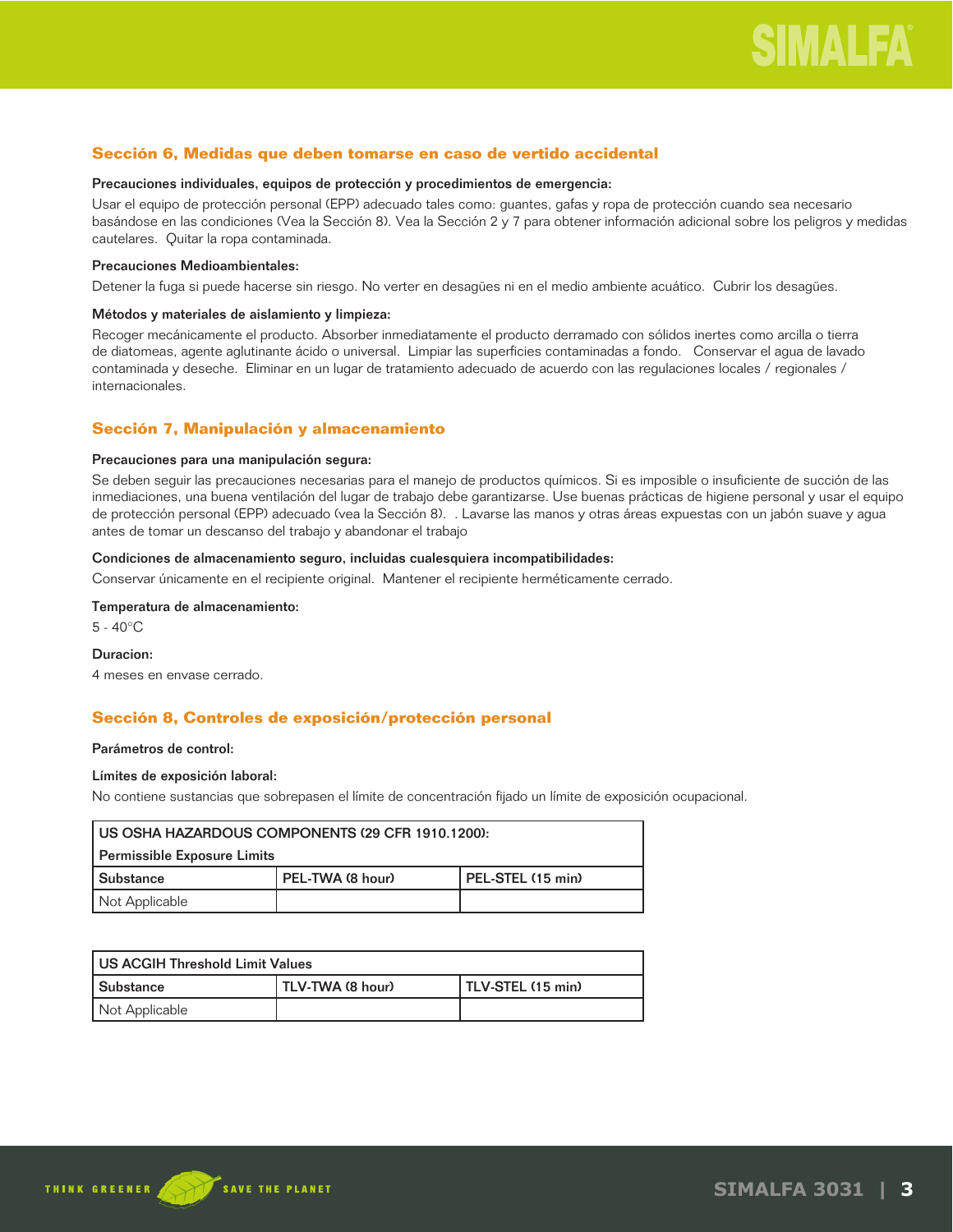## Sección 6, Medidas que deben tomarse en caso de vertido accidental

**Precauciones individuales, equipos de protección y procedimientos de emergencia:**

Usar el equipo de protección personal (EPP) adecuado tales como: guantes, gafas y ropa de protección cuando sea necesario basándose en las condiciones (Vea la Sección 8). Vea la Sección 2 y 7 para obtener información adicional sobre los peligros y medidas cautelares. Quitar la ropa contaminada.

**Precauciones Medioambientales:**

Detener la fuga si puede hacerse sin riesgo. No verter en desagües ni en el medio ambiente acuático. Cubrir los desagües.

**Métodos y materiales de aislamiento y limpieza:**

Recoger mecánicamente el producto. Absorber inmediatamente el producto derramado con sólidos inertes como arcilla o tierra de diatomeas, agente aglutinante ácido o universal. Limpiar las superficies contaminadas a fondo. Conservar el agua de lavado contaminada y deseche. Eliminar en un lugar de tratamiento adecuado de acuerdo con las regulaciones locales / regionales / internacionales.

## Sección 7, Manipulación y almacenamiento

**Precauciones para una manipulación segura:**

Se deben seguir las precauciones necesarias para el manejo de productos químicos. Si es imposible o insuficiente de succión de las inmediaciones, una buena ventilación del lugar de trabajo debe garantizarse. Use buenas prácticas de higiene personal y usar el equipo de protección personal (EPP) adecuado (vea la Sección 8). . Lavarse las manos y otras áreas expuestas con un jabón suave y agua antes de tomar un descanso del trabajo y abandonar el trabajo

**Condiciones de almacenamiento seguro, incluidas cualesquiera incompatibilidades:**

Conservar únicamente en el recipiente original. Mantener el recipiente herméticamente cerrado.

**Temperatura de almacenamiento:**

5 - 40°C

**Duracion:**

4 meses en envase cerrado.

## Sección 8, Controles de exposición/protección personal

**Parámetros de control:**

**Límites de exposición laboral:**

No contiene sustancias que sobrepasen el límite de concentración fijado un límite de exposición ocupacional.

| US OSHA HAZARDOUS COMPONENTS (29 CFR 1910.1200): Permissible Exposure Limits | | |
|---|---|---|
| **Substance** | **PEL-TWA (8 hour)** | **PEL-STEL (15 min)** |
| Not Applicable | | |

| US ACGIH Threshold Limit Values | | |
|---|---|---|
| **Substance** | **TLV-TWA (8 hour)** | **TLV-STEL (15 min)** |
| Not Applicable | | |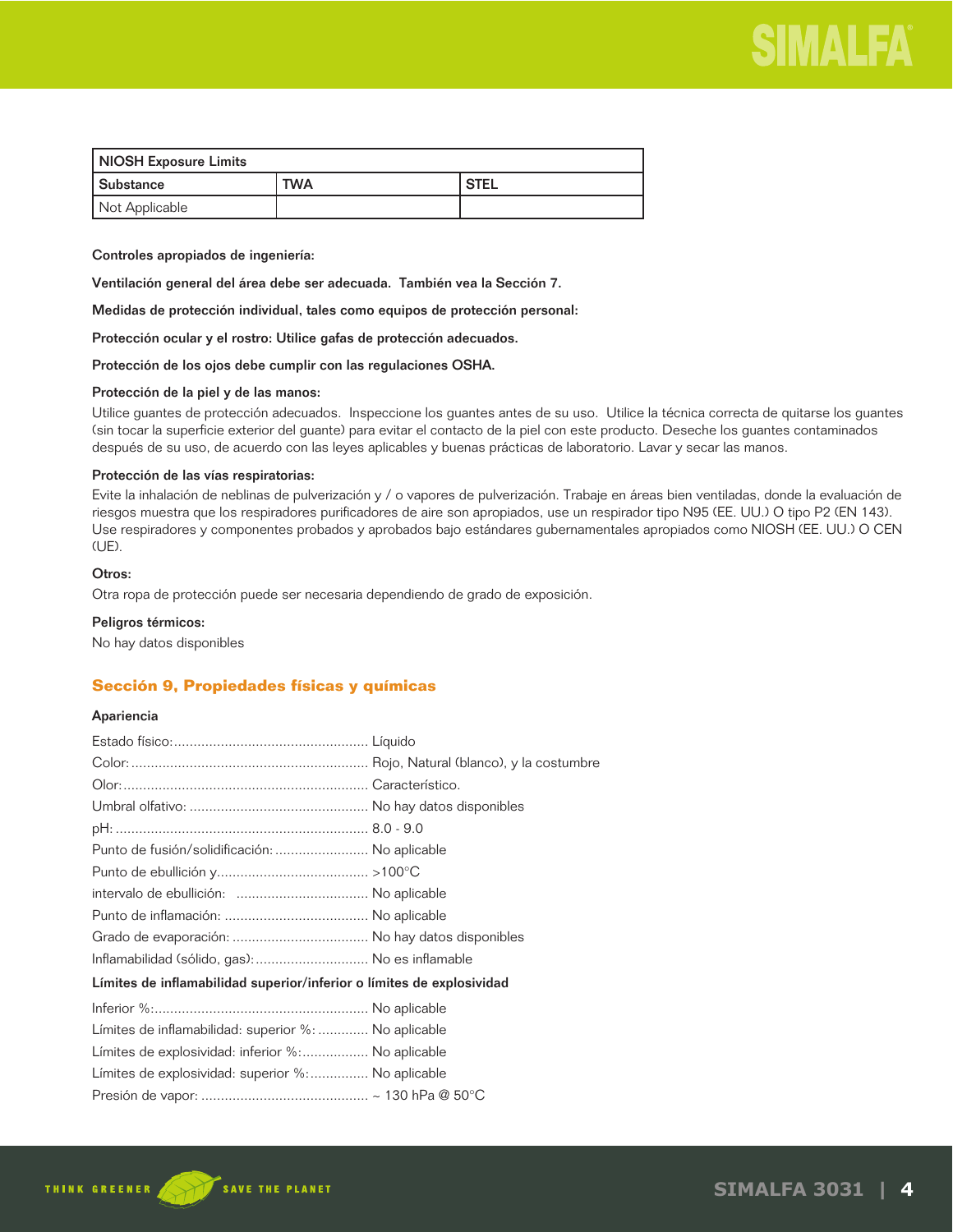| NIOSH Exposure Limits | | |
|---|---|---|
| Substance | TWA | STEL |
| Not Applicable | | |

**Controles apropiados de ingeniería:**

**Ventilación general del área debe ser adecuada. También vea la Sección 7.**

**Medidas de protección individual, tales como equipos de protección personal:**

**Protección ocular y el rostro: Utilice gafas de protección adecuados.**

**Protección de los ojos debe cumplir con las regulaciones OSHA.**

**Protección de la piel y de las manos:**

Utilice guantes de protección adecuados. Inspeccione los guantes antes de su uso. Utilice la técnica correcta de quitarse los guantes (sin tocar la superficie exterior del guante) para evitar el contacto de la piel con este producto. Deseche los guantes contaminados después de su uso, de acuerdo con las leyes aplicables y buenas prácticas de laboratorio. Lavar y secar las manos.

**Protección de las vías respiratorias:**

Evite la inhalación de neblinas de pulverización y / o vapores de pulverización. Trabaje en áreas bien ventiladas, donde la evaluación de riesgos muestra que los respiradores purificadores de aire son apropiados, use un respirador tipo N95 (EE. UU.) O tipo P2 (EN 143). Use respiradores y componentes probados y aprobados bajo estándares gubernamentales apropiados como NIOSH (EE. UU.) O CEN (UE).

**Otros:**

Otra ropa de protección puede ser necesaria dependiendo de grado de exposición.

**Peligros térmicos:**

No hay datos disponibles

## Sección 9, Propiedades físicas y químicas

**Apariencia**

Estado físico:.................................................. Líquido

Color:............................................................ Rojo, Natural (blanco), y la costumbre

Olor:.............................................................. Característico.

Umbral olfativo: .............................................. No hay datos disponibles

pH:................................................................ 8.0 - 9.0

Punto de fusión/solidificación: ........................ No aplicable

Punto de ebullición y....................................... >100°C

intervalo de ebullición: .................................. No aplicable

Punto de inflamación: ..................................... No aplicable

Grado de evaporación: .................................... No hay datos disponibles

Inflamabilidad (sólido, gas):............................. No es inflamable

**Límites de inflamabilidad superior/inferior o límites de explosividad**

Inferior %:...................................................... No aplicable

Límites de inflamabilidad: superior %: ............ No aplicable

Límites de explosividad: inferior %:................. No aplicable

Límites de explosividad: superior %:............... No aplicable

Presión de vapor: ........................................... ~ 130 hPa @ 50°C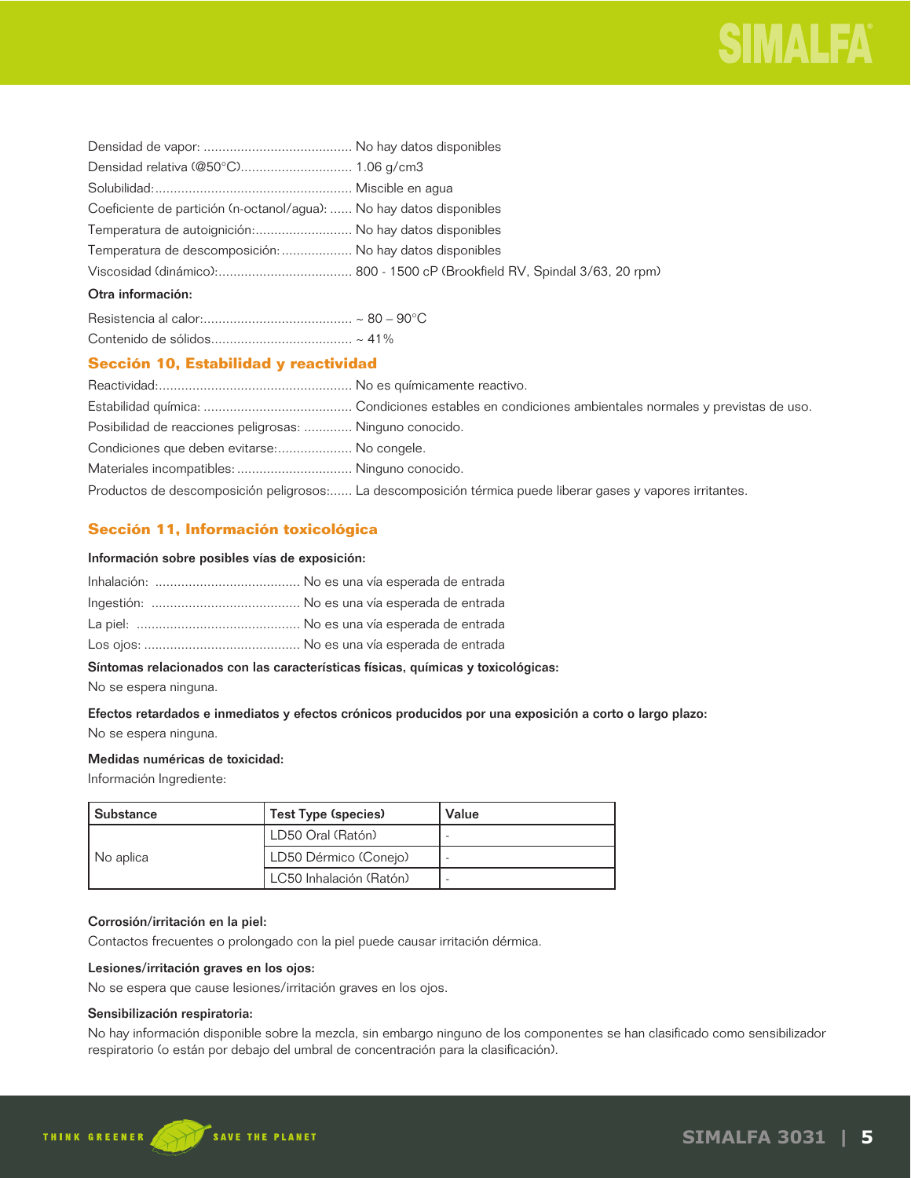Densidad de vapor: ........................................ No hay datos disponibles

Densidad relativa (@50°C).............................. 1.06 g/cm3

Solubilidad:.................................................... Miscible en agua

Coeficiente de partición (n-octanol/agua): ...... No hay datos disponibles

Temperatura de autoignición:.......................... No hay datos disponibles

Temperatura de descomposición:................... No hay datos disponibles

Viscosidad (dinámico):.................................... 800 - 1500 cP (Brookfield RV, Spindal 3/63, 20 rpm)

**Otra información:**

Resistencia al calor:........................................ ~ 80 – 90°C

Contenido de sólidos...................................... ~ 41%

## Sección 10, Estabilidad y reactividad

Reactividad:.................................................... No es químicamente reactivo.

Estabilidad química: ........................................ Condiciones estables en condiciones ambientales normales y previstas de uso.

Posibilidad de reacciones peligrosas: ............. Ninguno conocido.

Condiciones que deben evitarse:.................... No congele.

Materiales incompatibles: ............................... Ninguno conocido.

Productos de descomposición peligrosos:...... La descomposición térmica puede liberar gases y vapores irritantes.

## Sección 11, Información toxicológica

**Información sobre posibles vías de exposición:**

Inhalación: ....................................... No es una vía esperada de entrada

Ingestión: ........................................ No es una vía esperada de entrada

La piel: ............................................ No es una vía esperada de entrada

Los ojos: .......................................... No es una vía esperada de entrada

**Síntomas relacionados con las características físicas, químicas y toxicológicas:**

No se espera ninguna.

**Efectos retardados e inmediatos y efectos crónicos producidos por una exposición a corto o largo plazo:**

No se espera ninguna.

**Medidas numéricas de toxicidad:**

Información Ingrediente:

| Substance | Test Type (species) | Value |
|---|---|---|
| No aplica | LD50 Oral (Ratón) | - |
| | LD50 Dérmico (Conejo) | - |
| | LC50 Inhalación (Ratón) | - |

**Corrosión/irritación en la piel:**

Contactos frecuentes o prolongado con la piel puede causar irritación dérmica.

**Lesiones/irritación graves en los ojos:**

No se espera que cause lesiones/irritación graves en los ojos.

**Sensibilización respiratoria:**

No hay información disponible sobre la mezcla, sin embargo ninguno de los componentes se han clasificado como sensibilizador respiratorio (o están por debajo del umbral de concentración para la clasificación).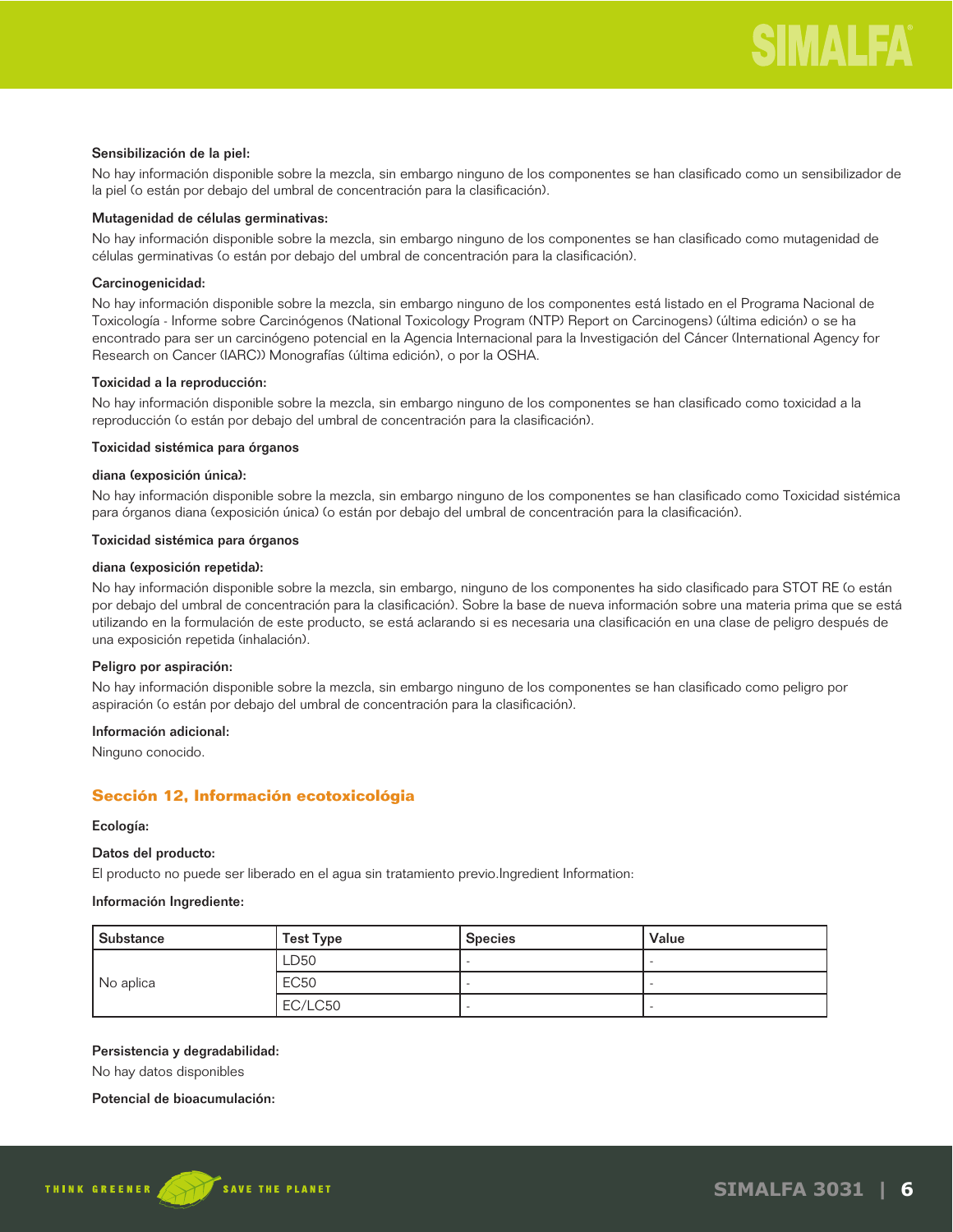**Sensibilización de la piel:**

No hay información disponible sobre la mezcla, sin embargo ninguno de los componentes se han clasificado como un sensibilizador de la piel (o están por debajo del umbral de concentración para la clasificación).

**Mutagenidad de células germinativas:**

No hay información disponible sobre la mezcla, sin embargo ninguno de los componentes se han clasificado como mutagenidad de células germinativas (o están por debajo del umbral de concentración para la clasificación).

**Carcinogenicidad:**

No hay información disponible sobre la mezcla, sin embargo ninguno de los componentes está listado en el Programa Nacional de Toxicología - Informe sobre Carcinógenos (National Toxicology Program (NTP) Report on Carcinogens) (última edición) o se ha encontrado para ser un carcinógeno potencial en la Agencia Internacional para la Investigación del Cáncer (International Agency for Research on Cancer (IARC)) Monografías (última edición), o por la OSHA.

**Toxicidad a la reproducción:**

No hay información disponible sobre la mezcla, sin embargo ninguno de los componentes se han clasificado como toxicidad a la reproducción (o están por debajo del umbral de concentración para la clasificación).

**Toxicidad sistémica para órganos**

**diana (exposición única):**

No hay información disponible sobre la mezcla, sin embargo ninguno de los componentes se han clasificado como Toxicidad sistémica para órganos diana (exposición única) (o están por debajo del umbral de concentración para la clasificación).

**Toxicidad sistémica para órganos**

**diana (exposición repetida):**

No hay información disponible sobre la mezcla, sin embargo, ninguno de los componentes ha sido clasificado para STOT RE (o están por debajo del umbral de concentración para la clasificación). Sobre la base de nueva información sobre una materia prima que se está utilizando en la formulación de este producto, se está aclarando si es necesaria una clasificación en una clase de peligro después de una exposición repetida (inhalación).

**Peligro por aspiración:**

No hay información disponible sobre la mezcla, sin embargo ninguno de los componentes se han clasificado como peligro por aspiración (o están por debajo del umbral de concentración para la clasificación).

**Información adicional:**

Ninguno conocido.

## Sección 12, Información ecotoxicológia

**Ecología:**

**Datos del producto:**

El producto no puede ser liberado en el agua sin tratamiento previo.Ingredient Information:

**Información Ingrediente:**

| Substance | Test Type | Species | Value |
|---|---|---|---|
| No aplica | LD50 | - | - |
| | EC50 | - | - |
| | EC/LC50 | - | - |

**Persistencia y degradabilidad:**

No hay datos disponibles

**Potencial de bioacumulación:**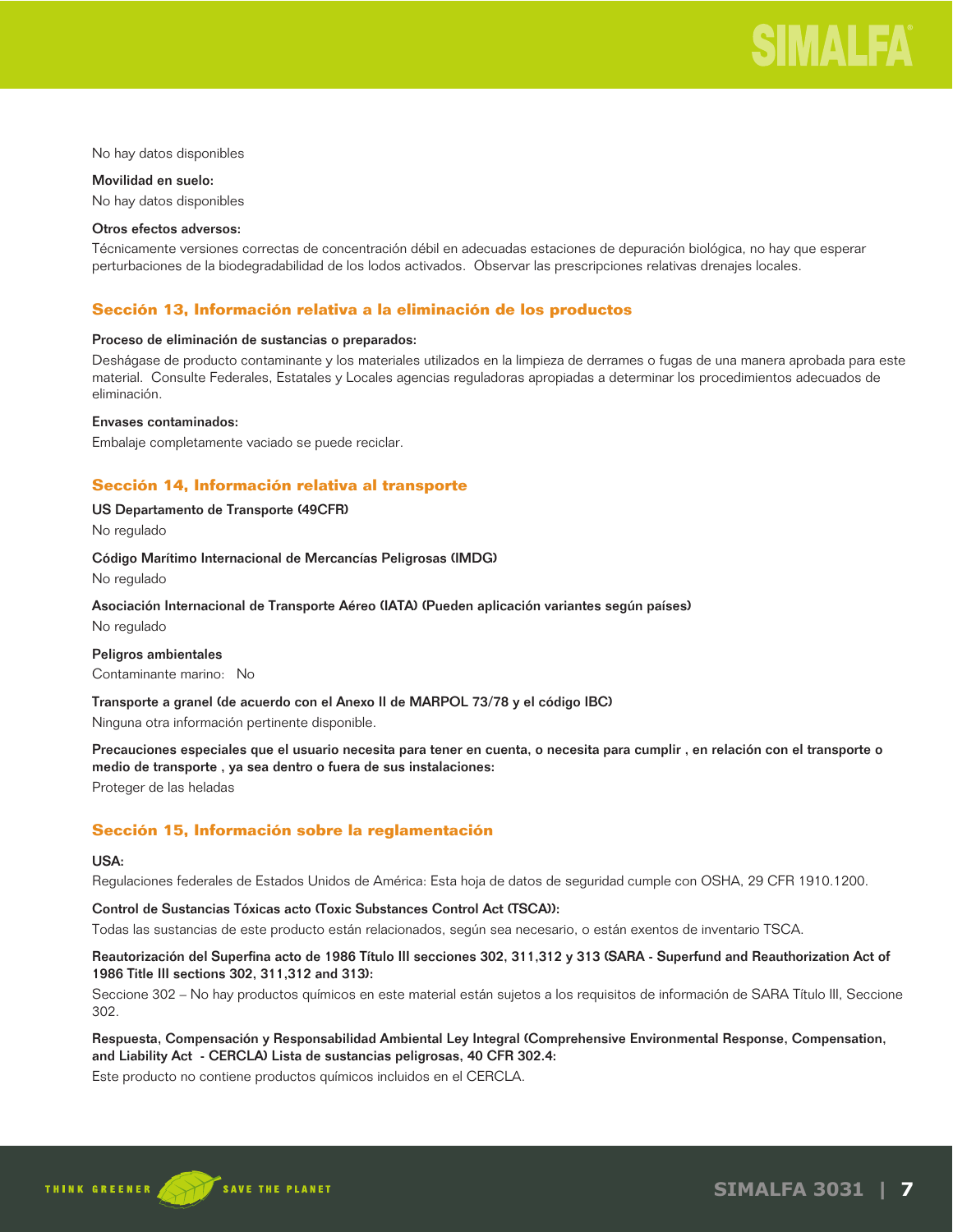No hay datos disponibles

**Movilidad en suelo:**

No hay datos disponibles

**Otros efectos adversos:**

Técnicamente versiones correctas de concentración débil en adecuadas estaciones de depuración biológica, no hay que esperar perturbaciones de la biodegradabilidad de los lodos activados. Observar las prescripciones relativas drenajes locales.

## Sección 13, Información relativa a la eliminación de los productos

**Proceso de eliminación de sustancias o preparados:**

Deshágase de producto contaminante y los materiales utilizados en la limpieza de derrames o fugas de una manera aprobada para este material. Consulte Federales, Estatales y Locales agencias reguladoras apropiadas a determinar los procedimientos adecuados de eliminación.

**Envases contaminados:**

Embalaje completamente vaciado se puede reciclar.

## Sección 14, Información relativa al transporte

**US Departamento de Transporte (49CFR)**

No regulado

**Código Marítimo Internacional de Mercancías Peligrosas (IMDG)**

No regulado

**Asociación Internacional de Transporte Aéreo (IATA) (Pueden aplicación variantes según países)**

No regulado

**Peligros ambientales**

Contaminante marino: No

**Transporte a granel (de acuerdo con el Anexo II de MARPOL 73/78 y el código IBC)**

Ninguna otra información pertinente disponible.

**Precauciones especiales que el usuario necesita para tener en cuenta, o necesita para cumplir , en relación con el transporte o medio de transporte , ya sea dentro o fuera de sus instalaciones:**

Proteger de las heladas

## Sección 15, Información sobre la reglamentación

**USA:**

Regulaciones federales de Estados Unidos de América: Esta hoja de datos de seguridad cumple con OSHA, 29 CFR 1910.1200.

**Control de Sustancias Tóxicas acto (Toxic Substances Control Act (TSCA)):**

Todas las sustancias de este producto están relacionados, según sea necesario, o están exentos de inventario TSCA.

**Reautorización del Superfina acto de 1986 Título III secciones 302, 311,312 y 313 (SARA - Superfund and Reauthorization Act of 1986 Title III sections 302, 311,312 and 313):**

Seccione 302 – No hay productos químicos en este material están sujetos a los requisitos de información de SARA Título III, Seccione 302.

**Respuesta, Compensación y Responsabilidad Ambiental Ley Integral (Comprehensive Environmental Response, Compensation, and Liability Act - CERCLA) Lista de sustancias peligrosas, 40 CFR 302.4:**

Este producto no contiene productos químicos incluidos en el CERCLA.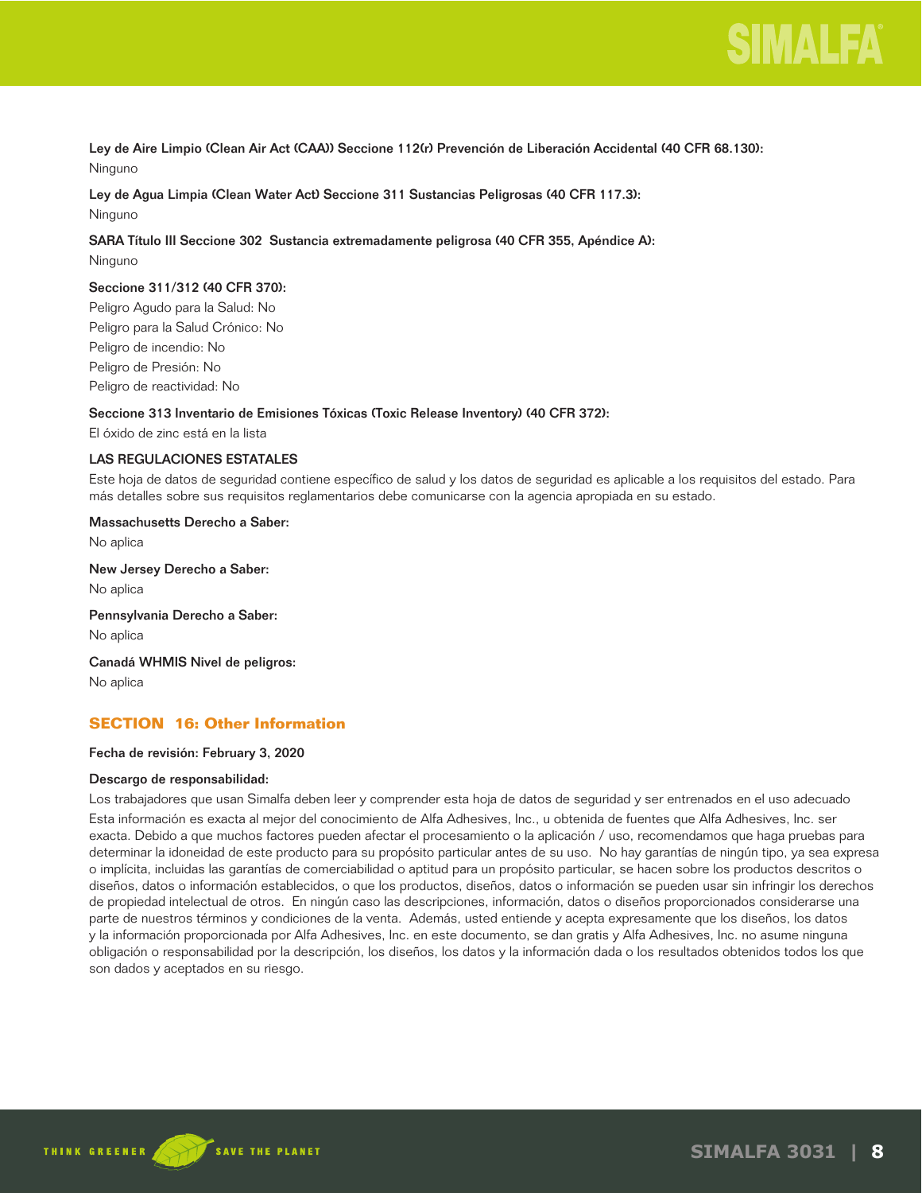**Ley de Aire Limpio (Clean Air Act (CAA)) Seccione 112(r) Prevención de Liberación Accidental (40 CFR 68.130):**

Ninguno

**Ley de Agua Limpia (Clean Water Act) Seccione 311 Sustancias Peligrosas (40 CFR 117.3):**

Ninguno

**SARA Título III Seccione 302 Sustancia extremadamente peligrosa (40 CFR 355, Apéndice A):**

Ninguno

**Seccione 311/312 (40 CFR 370):**

Peligro Agudo para la Salud: No
Peligro para la Salud Crónico: No
Peligro de incendio: No
Peligro de Presión: No
Peligro de reactividad: No

**Seccione 313 Inventario de Emisiones Tóxicas (Toxic Release Inventory) (40 CFR 372):**

El óxido de zinc está en la lista

**LAS REGULACIONES ESTATALES**

Este hoja de datos de seguridad contiene específico de salud y los datos de seguridad es aplicable a los requisitos del estado. Para más detalles sobre sus requisitos reglamentarios debe comunicarse con la agencia apropiada en su estado.

**Massachusetts Derecho a Saber:**

No aplica

**New Jersey Derecho a Saber:**

No aplica

**Pennsylvania Derecho a Saber:**

No aplica

**Canadá WHMIS Nivel de peligros:**

No aplica

## SECTION 16: Other Information

**Fecha de revisión: February 3, 2020**

**Descargo de responsabilidad:**

Los trabajadores que usan Simalfa deben leer y comprender esta hoja de datos de seguridad y ser entrenados en el uso adecuado
Esta información es exacta al mejor del conocimiento de Alfa Adhesives, Inc., u obtenida de fuentes que Alfa Adhesives, Inc. ser exacta. Debido a que muchos factores pueden afectar el procesamiento o la aplicación / uso, recomendamos que haga pruebas para determinar la idoneidad de este producto para su propósito particular antes de su uso. No hay garantías de ningún tipo, ya sea expresa o implícita, incluidas las garantías de comerciabilidad o aptitud para un propósito particular, se hacen sobre los productos descritos o diseños, datos o información establecidos, o que los productos, diseños, datos o información se pueden usar sin infringir los derechos de propiedad intelectual de otros. En ningún caso las descripciones, información, datos o diseños proporcionados considerarse una parte de nuestros términos y condiciones de la venta. Además, usted entiende y acepta expresamente que los diseños, los datos y la información proporcionada por Alfa Adhesives, Inc. en este documento, se dan gratis y Alfa Adhesives, Inc. no asume ninguna obligación o responsabilidad por la descripción, los diseños, los datos y la información dada o los resultados obtenidos todos los que son dados y aceptados en su riesgo.